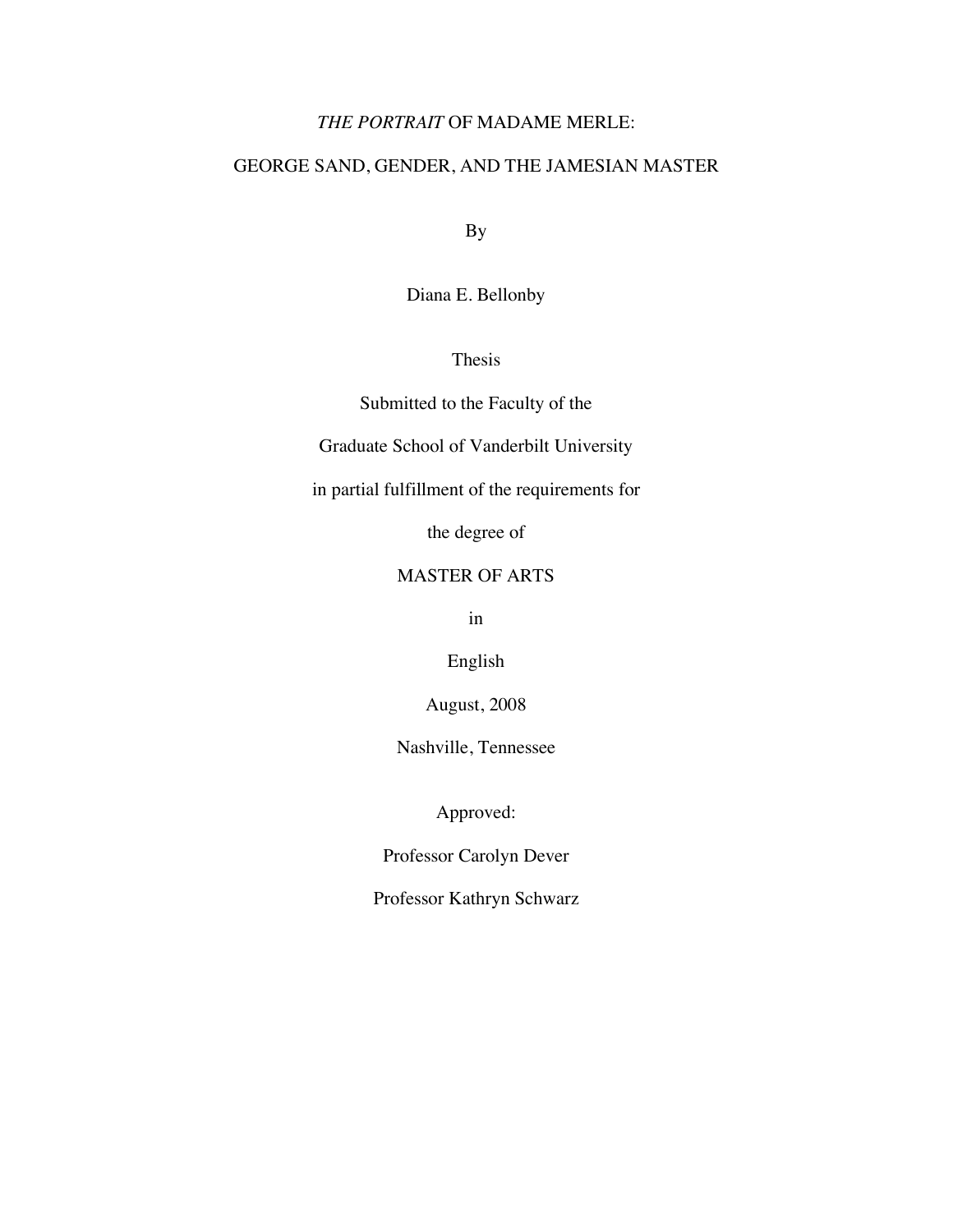# *THE PORTRAIT* OF MADAME MERLE:

# GEORGE SAND, GENDER, AND THE JAMESIAN MASTER

By

Diana E. Bellonby

Thesis

Submitted to the Faculty of the

Graduate School of Vanderbilt University

in partial fulfillment of the requirements for

the degree of

MASTER OF ARTS

in

English

August, 2008

Nashville, Tennessee

Approved:

Professor Carolyn Dever

Professor Kathryn Schwarz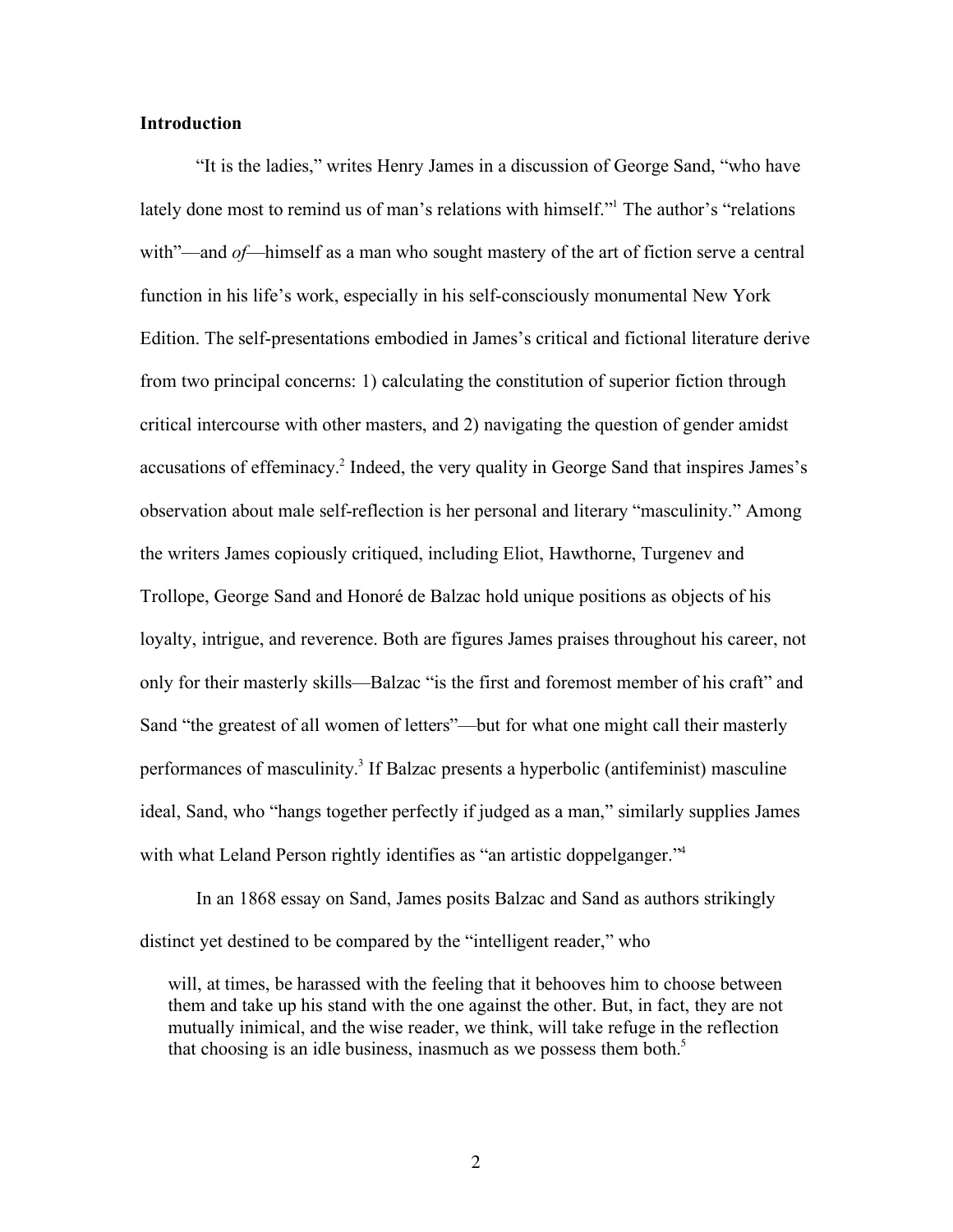**Introduction**

"It is the ladies," writes Henry James in a discussion of George Sand, "who have lately done most to remind us of man's relations with himself."[1] The author's "relations with"—and *of*—himself as a man who sought mastery of the art of fiction serve a central function in his life's work, especially in his self-consciously monumental New York Edition. The self-presentations embodied in James's critical and fictional literature derive from two principal concerns: 1) calculating the constitution of superior fiction through critical intercourse with other masters, and 2) navigating the question of gender amidst accusations of effeminacy.[2] Indeed, the very quality in George Sand that inspires James's observation about male self-reflection is her personal and literary "masculinity." Among the writers James copiously critiqued, including Eliot, Hawthorne, Turgenev and Trollope, George Sand and Honoré de Balzac hold unique positions as objects of his loyalty, intrigue, and reverence. Both are figures James praises throughout his career, not only for their masterly skills—Balzac "is the first and foremost member of his craft" and Sand "the greatest of all women of letters"—but for what one might call their masterly performances of masculinity.[3] If Balzac presents a hyperbolic (antifeminist) masculine ideal, Sand, who "hangs together perfectly if judged as a man," similarly supplies James with what Leland Person rightly identifies as "an artistic doppelganger."[4]

In an 1868 essay on Sand, James posits Balzac and Sand as authors strikingly distinct yet destined to be compared by the "intelligent reader," who

> will, at times, be harassed with the feeling that it behooves him to choose between them and take up his stand with the one against the other. But, in fact, they are not mutually inimical, and the wise reader, we think, will take refuge in the reflection that choosing is an idle business, inasmuch as we possess them both.[5]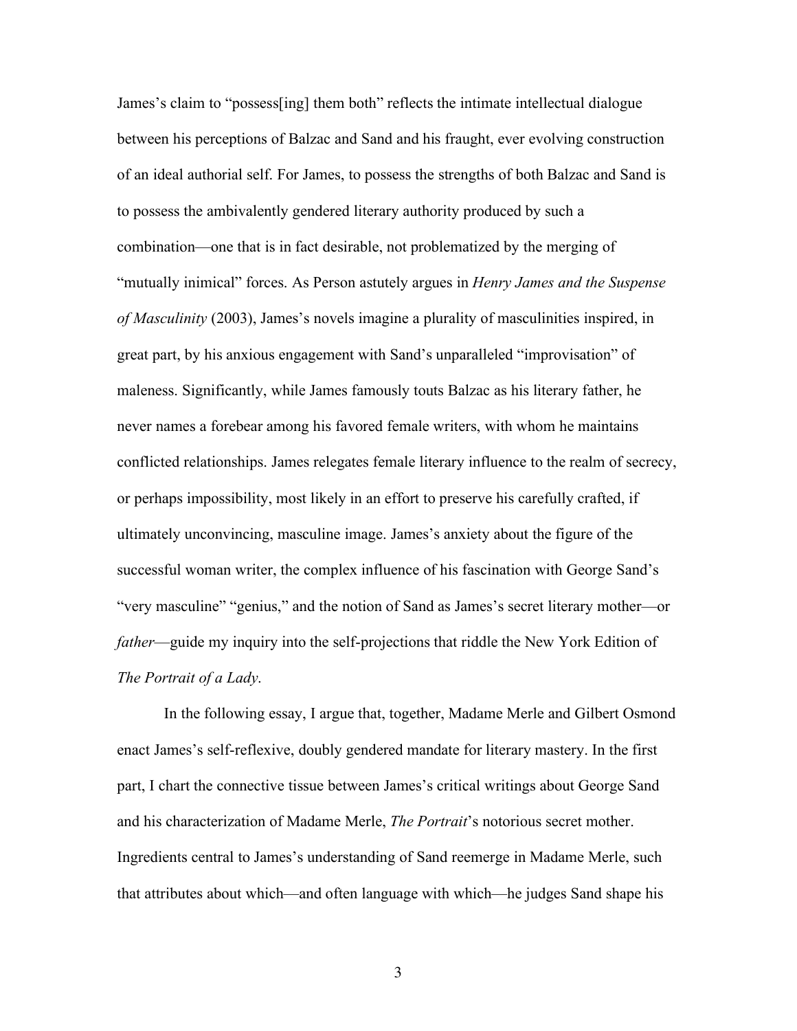James's claim to "possess[ing] them both" reflects the intimate intellectual dialogue between his perceptions of Balzac and Sand and his fraught, ever evolving construction of an ideal authorial self. For James, to possess the strengths of both Balzac and Sand is to possess the ambivalently gendered literary authority produced by such a combination—one that is in fact desirable, not problematized by the merging of "mutually inimical" forces. As Person astutely argues in *Henry James and the Suspense of Masculinity* (2003), James's novels imagine a plurality of masculinities inspired, in great part, by his anxious engagement with Sand's unparalleled "improvisation" of maleness. Significantly, while James famously touts Balzac as his literary father, he never names a forebear among his favored female writers, with whom he maintains conflicted relationships. James relegates female literary influence to the realm of secrecy, or perhaps impossibility, most likely in an effort to preserve his carefully crafted, if ultimately unconvincing, masculine image. James's anxiety about the figure of the successful woman writer, the complex influence of his fascination with George Sand's "very masculine" "genius," and the notion of Sand as James's secret literary mother—or *father*—guide my inquiry into the self-projections that riddle the New York Edition of *The Portrait of a Lady*.

In the following essay, I argue that, together, Madame Merle and Gilbert Osmond enact James's self-reflexive, doubly gendered mandate for literary mastery. In the first part, I chart the connective tissue between James's critical writings about George Sand and his characterization of Madame Merle, *The Portrait*'s notorious secret mother. Ingredients central to James's understanding of Sand reemerge in Madame Merle, such that attributes about which—and often language with which—he judges Sand shape his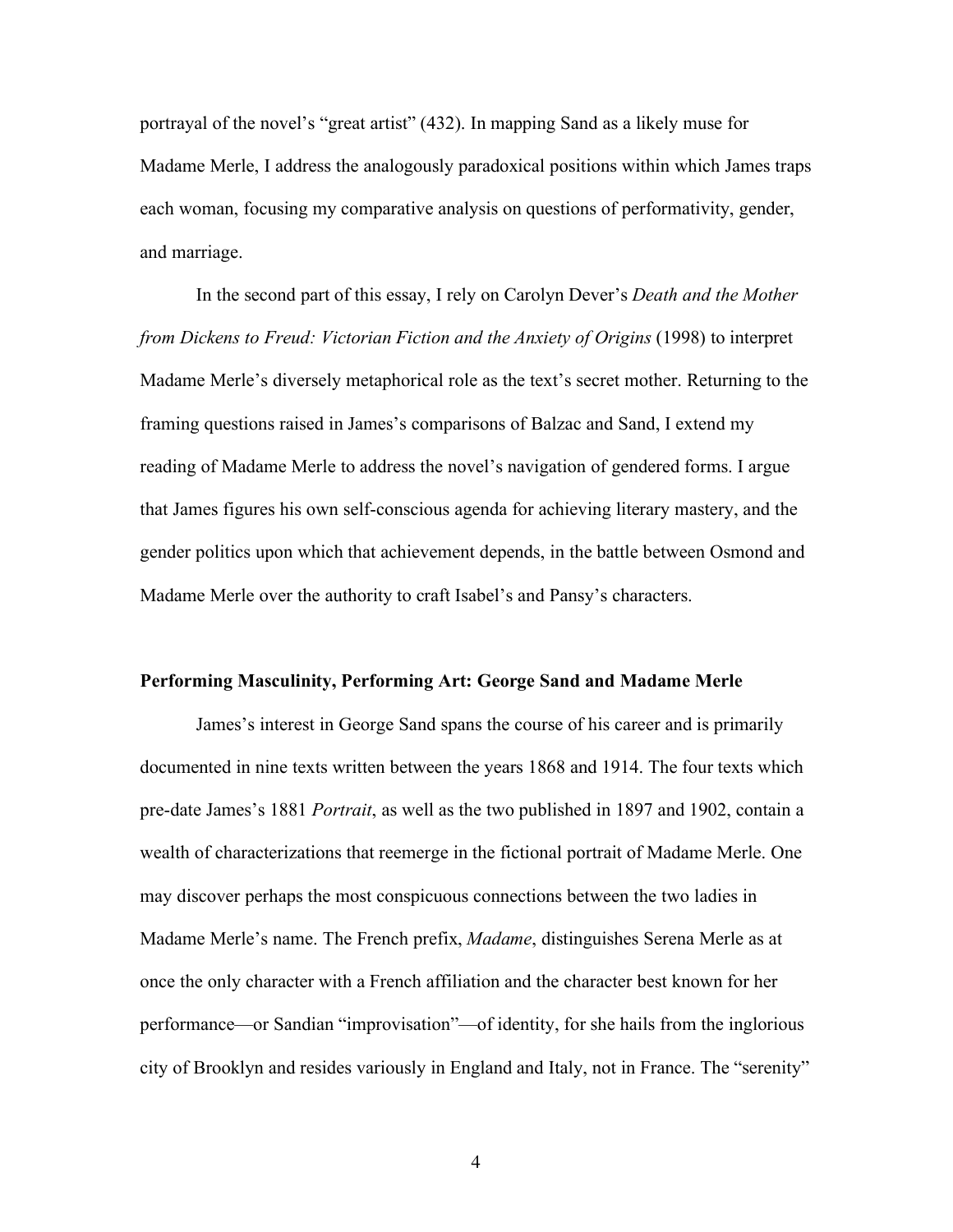portrayal of the novel's "great artist" (432). In mapping Sand as a likely muse for Madame Merle, I address the analogously paradoxical positions within which James traps each woman, focusing my comparative analysis on questions of performativity, gender, and marriage.

In the second part of this essay, I rely on Carolyn Dever's *Death and the Mother from Dickens to Freud: Victorian Fiction and the Anxiety of Origins* (1998) to interpret Madame Merle's diversely metaphorical role as the text's secret mother. Returning to the framing questions raised in James's comparisons of Balzac and Sand, I extend my reading of Madame Merle to address the novel's navigation of gendered forms. I argue that James figures his own self-conscious agenda for achieving literary mastery, and the gender politics upon which that achievement depends, in the battle between Osmond and Madame Merle over the authority to craft Isabel's and Pansy's characters.

## Performing Masculinity, Performing Art: George Sand and Madame Merle

James's interest in George Sand spans the course of his career and is primarily documented in nine texts written between the years 1868 and 1914. The four texts which pre-date James's 1881 *Portrait*, as well as the two published in 1897 and 1902, contain a wealth of characterizations that reemerge in the fictional portrait of Madame Merle. One may discover perhaps the most conspicuous connections between the two ladies in Madame Merle's name. The French prefix, *Madame*, distinguishes Serena Merle as at once the only character with a French affiliation and the character best known for her performance—or Sandian "improvisation"—of identity, for she hails from the inglorious city of Brooklyn and resides variously in England and Italy, not in France. The "serenity"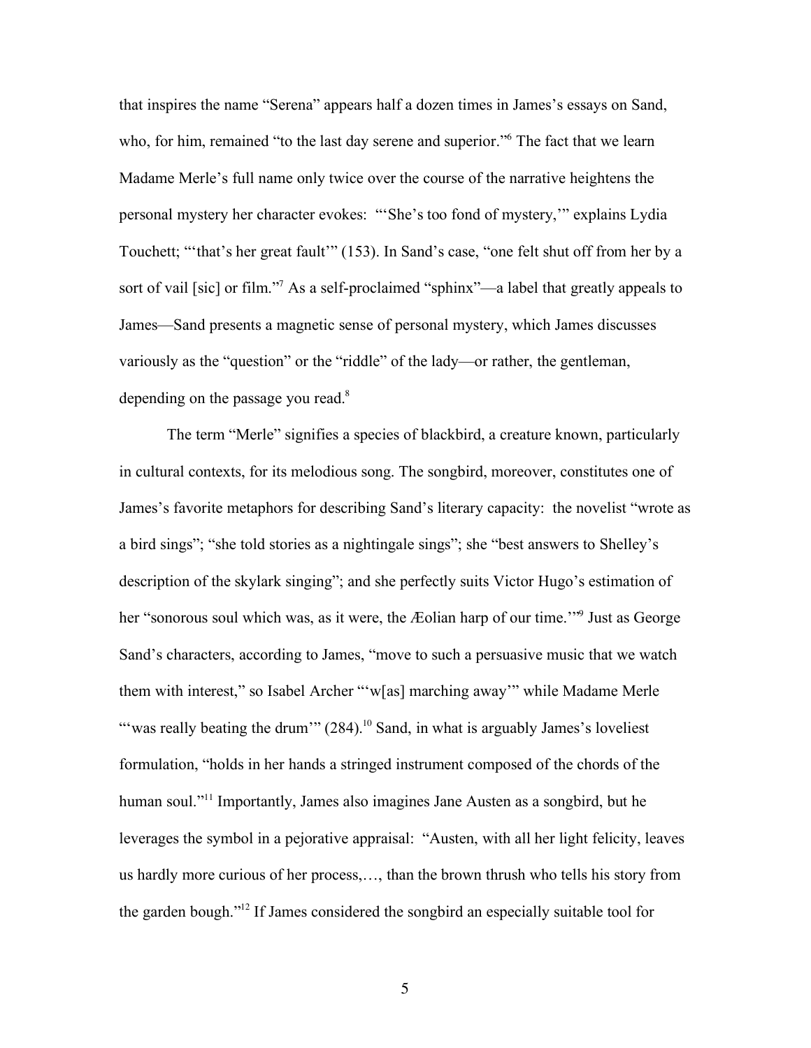that inspires the name "Serena" appears half a dozen times in James's essays on Sand, who, for him, remained "to the last day serene and superior."[6] The fact that we learn Madame Merle's full name only twice over the course of the narrative heightens the personal mystery her character evokes: "'She's too fond of mystery,'" explains Lydia Touchett; "'that's her great fault'" (153). In Sand's case, "one felt shut off from her by a sort of vail [sic] or film."[7] As a self-proclaimed "sphinx"—a label that greatly appeals to James—Sand presents a magnetic sense of personal mystery, which James discusses variously as the "question" or the "riddle" of the lady—or rather, the gentleman, depending on the passage you read.[8]

The term "Merle" signifies a species of blackbird, a creature known, particularly in cultural contexts, for its melodious song. The songbird, moreover, constitutes one of James's favorite metaphors for describing Sand's literary capacity: the novelist "wrote as a bird sings"; "she told stories as a nightingale sings"; she "best answers to Shelley's description of the skylark singing"; and she perfectly suits Victor Hugo's estimation of her "sonorous soul which was, as it were, the Æolian harp of our time.'"[9] Just as George Sand's characters, according to James, "move to such a persuasive music that we watch them with interest," so Isabel Archer "'w[as] marching away'" while Madame Merle "'was really beating the drum'" (284).[10] Sand, in what is arguably James's loveliest formulation, "holds in her hands a stringed instrument composed of the chords of the human soul."[11] Importantly, James also imagines Jane Austen as a songbird, but he leverages the symbol in a pejorative appraisal: "Austen, with all her light felicity, leaves us hardly more curious of her process,…, than the brown thrush who tells his story from the garden bough."[12] If James considered the songbird an especially suitable tool for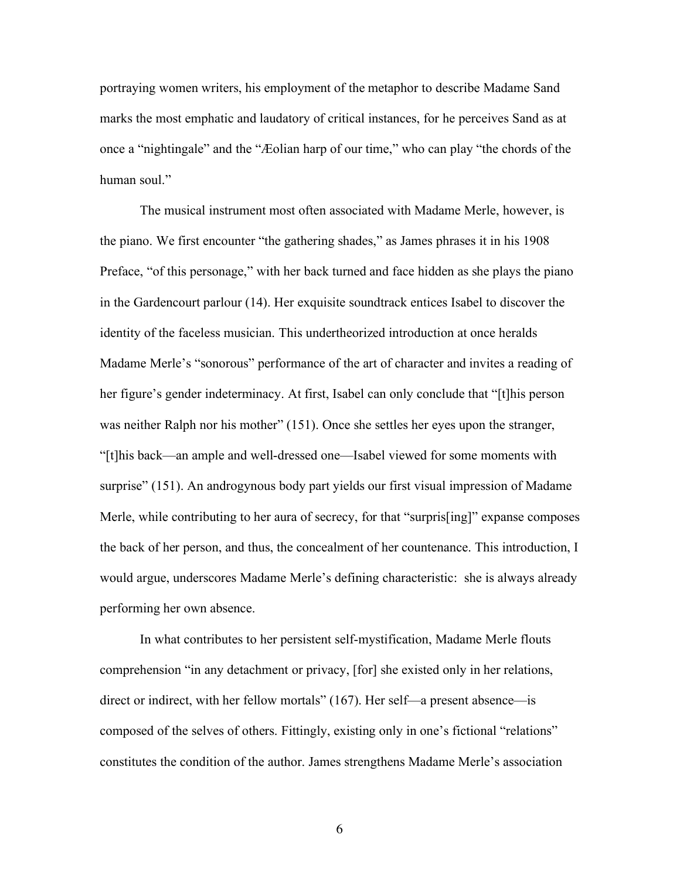portraying women writers, his employment of the metaphor to describe Madame Sand marks the most emphatic and laudatory of critical instances, for he perceives Sand as at once a "nightingale" and the "Æolian harp of our time," who can play "the chords of the human soul."

The musical instrument most often associated with Madame Merle, however, is the piano. We first encounter "the gathering shades," as James phrases it in his 1908 Preface, "of this personage," with her back turned and face hidden as she plays the piano in the Gardencourt parlour (14). Her exquisite soundtrack entices Isabel to discover the identity of the faceless musician. This undertheorized introduction at once heralds Madame Merle's "sonorous" performance of the art of character and invites a reading of her figure's gender indeterminacy. At first, Isabel can only conclude that "[t]his person was neither Ralph nor his mother" (151). Once she settles her eyes upon the stranger, "[t]his back—an ample and well-dressed one—Isabel viewed for some moments with surprise" (151). An androgynous body part yields our first visual impression of Madame Merle, while contributing to her aura of secrecy, for that "surpris[ing]" expanse composes the back of her person, and thus, the concealment of her countenance. This introduction, I would argue, underscores Madame Merle's defining characteristic: she is always already performing her own absence.

In what contributes to her persistent self-mystification, Madame Merle flouts comprehension "in any detachment or privacy, [for] she existed only in her relations, direct or indirect, with her fellow mortals" (167). Her self—a present absence—is composed of the selves of others. Fittingly, existing only in one's fictional "relations" constitutes the condition of the author. James strengthens Madame Merle's association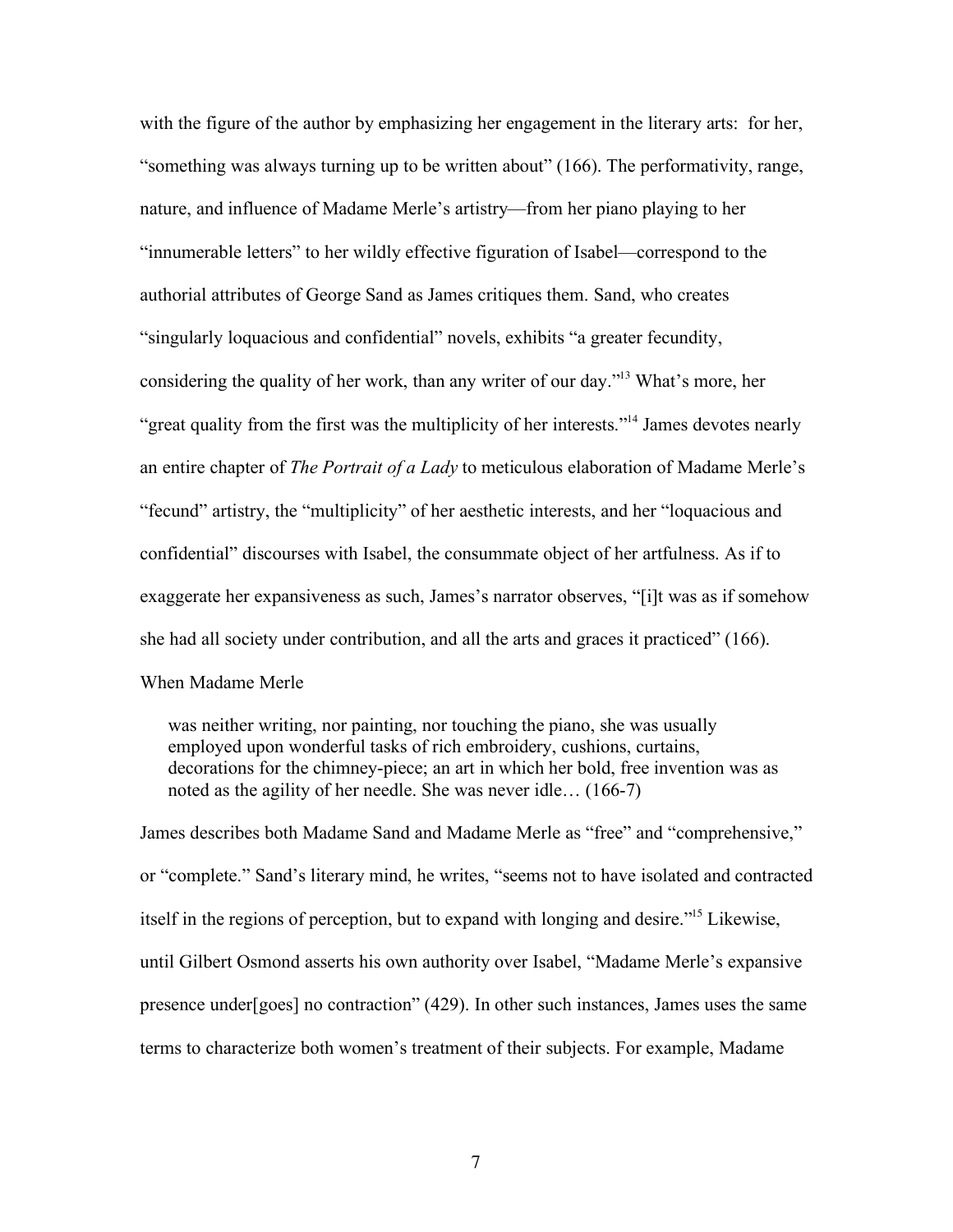with the figure of the author by emphasizing her engagement in the literary arts: for her, "something was always turning up to be written about" (166). The performativity, range, nature, and influence of Madame Merle's artistry—from her piano playing to her "innumerable letters" to her wildly effective figuration of Isabel—correspond to the authorial attributes of George Sand as James critiques them. Sand, who creates "singularly loquacious and confidential" novels, exhibits "a greater fecundity, considering the quality of her work, than any writer of our day."[13] What's more, her "great quality from the first was the multiplicity of her interests."[14] James devotes nearly an entire chapter of *The Portrait of a Lady* to meticulous elaboration of Madame Merle's "fecund" artistry, the "multiplicity" of her aesthetic interests, and her "loquacious and confidential" discourses with Isabel, the consummate object of her artfulness. As if to exaggerate her expansiveness as such, James's narrator observes, "[i]t was as if somehow she had all society under contribution, and all the arts and graces it practiced" (166).

When Madame Merle

> was neither writing, nor painting, nor touching the piano, she was usually employed upon wonderful tasks of rich embroidery, cushions, curtains, decorations for the chimney-piece; an art in which her bold, free invention was as noted as the agility of her needle. She was never idle… (166-7)

James describes both Madame Sand and Madame Merle as "free" and "comprehensive," or "complete." Sand's literary mind, he writes, "seems not to have isolated and contracted itself in the regions of perception, but to expand with longing and desire."[15] Likewise, until Gilbert Osmond asserts his own authority over Isabel, "Madame Merle's expansive presence under[goes] no contraction" (429). In other such instances, James uses the same terms to characterize both women's treatment of their subjects. For example, Madame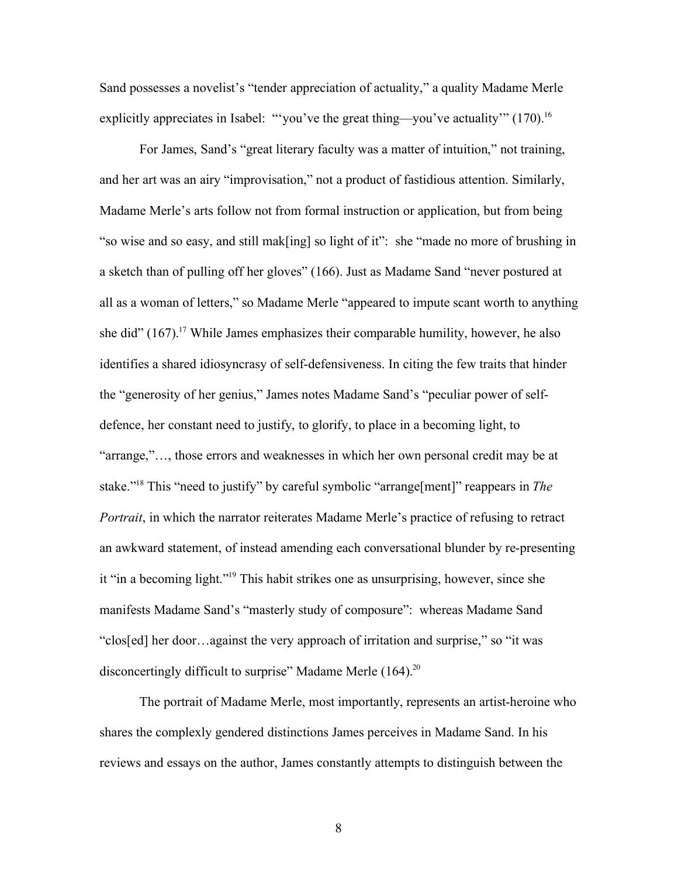Sand possesses a novelist's "tender appreciation of actuality," a quality Madame Merle explicitly appreciates in Isabel: "'you've the great thing—you've actuality'" (170).[16]

For James, Sand's "great literary faculty was a matter of intuition," not training, and her art was an airy "improvisation," not a product of fastidious attention. Similarly, Madame Merle's arts follow not from formal instruction or application, but from being "so wise and so easy, and still mak[ing] so light of it": she "made no more of brushing in a sketch than of pulling off her gloves" (166). Just as Madame Sand "never postured at all as a woman of letters," so Madame Merle "appeared to impute scant worth to anything she did" (167).[17] While James emphasizes their comparable humility, however, he also identifies a shared idiosyncrasy of self-defensiveness. In citing the few traits that hinder the "generosity of her genius," James notes Madame Sand's "peculiar power of self-defence, her constant need to justify, to glorify, to place in a becoming light, to "arrange,"…, those errors and weaknesses in which her own personal credit may be at stake."[18] This "need to justify" by careful symbolic "arrange[ment]" reappears in *The Portrait*, in which the narrator reiterates Madame Merle's practice of refusing to retract an awkward statement, of instead amending each conversational blunder by re-presenting it "in a becoming light."[19] This habit strikes one as unsurprising, however, since she manifests Madame Sand's "masterly study of composure": whereas Madame Sand "clos[ed] her door…against the very approach of irritation and surprise," so "it was disconcertingly difficult to surprise" Madame Merle (164).[20]

The portrait of Madame Merle, most importantly, represents an artist-heroine who shares the complexly gendered distinctions James perceives in Madame Sand. In his reviews and essays on the author, James constantly attempts to distinguish between the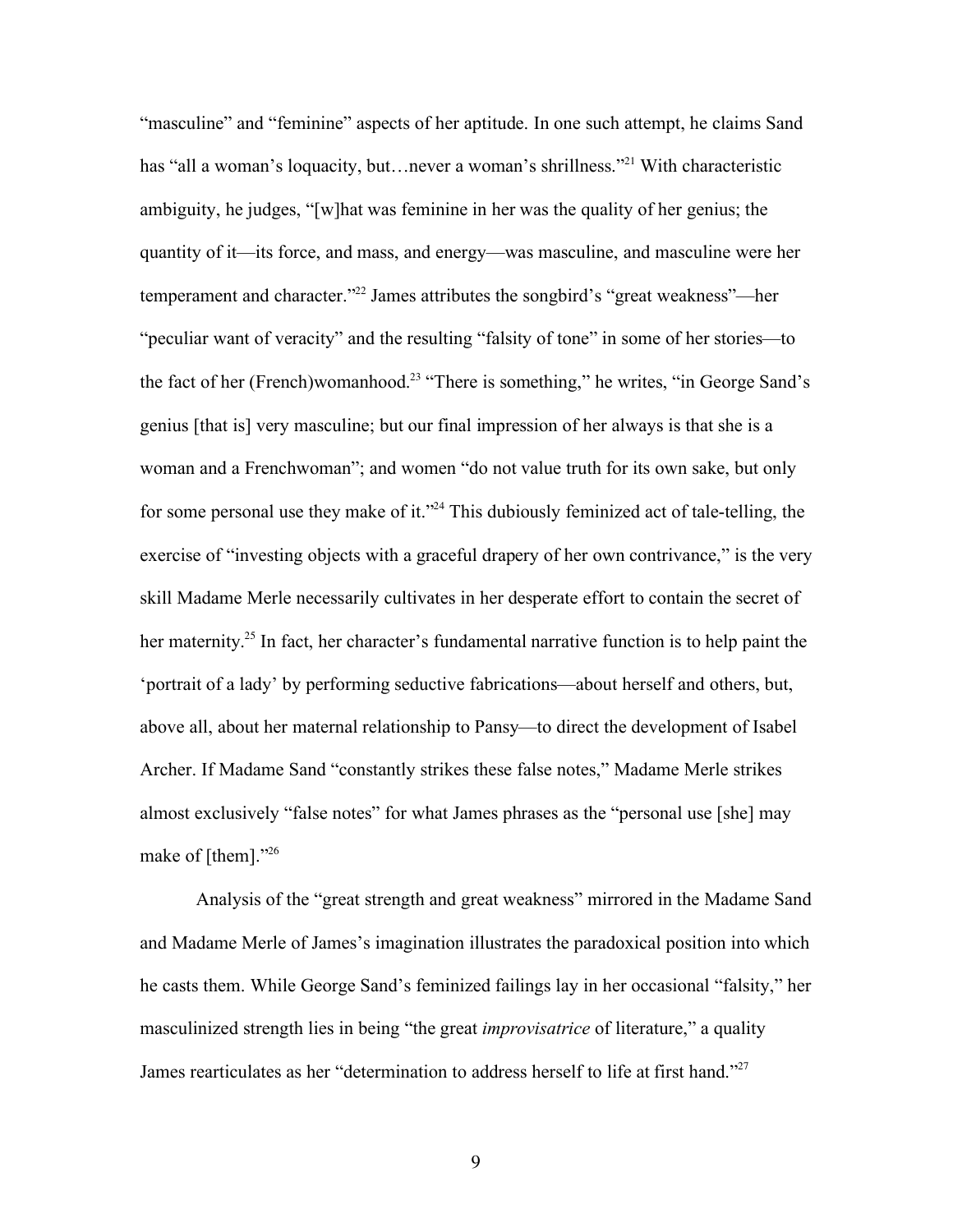"masculine" and "feminine" aspects of her aptitude. In one such attempt, he claims Sand has "all a woman's loquacity, but…never a woman's shrillness."[21] With characteristic ambiguity, he judges, "[w]hat was feminine in her was the quality of her genius; the quantity of it—its force, and mass, and energy—was masculine, and masculine were her temperament and character."[22] James attributes the songbird's "great weakness"—her "peculiar want of veracity" and the resulting "falsity of tone" in some of her stories—to the fact of her (French)womanhood.[23] "There is something," he writes, "in George Sand's genius [that is] very masculine; but our final impression of her always is that she is a woman and a Frenchwoman"; and women "do not value truth for its own sake, but only for some personal use they make of it."[24] This dubiously feminized act of tale-telling, the exercise of "investing objects with a graceful drapery of her own contrivance," is the very skill Madame Merle necessarily cultivates in her desperate effort to contain the secret of her maternity.[25] In fact, her character's fundamental narrative function is to help paint the 'portrait of a lady' by performing seductive fabrications—about herself and others, but, above all, about her maternal relationship to Pansy—to direct the development of Isabel Archer. If Madame Sand "constantly strikes these false notes," Madame Merle strikes almost exclusively "false notes" for what James phrases as the "personal use [she] may make of [them]."[26]

Analysis of the "great strength and great weakness" mirrored in the Madame Sand and Madame Merle of James's imagination illustrates the paradoxical position into which he casts them. While George Sand's feminized failings lay in her occasional "falsity," her masculinized strength lies in being "the great *improvisatrice* of literature," a quality James rearticulates as her "determination to address herself to life at first hand."[27]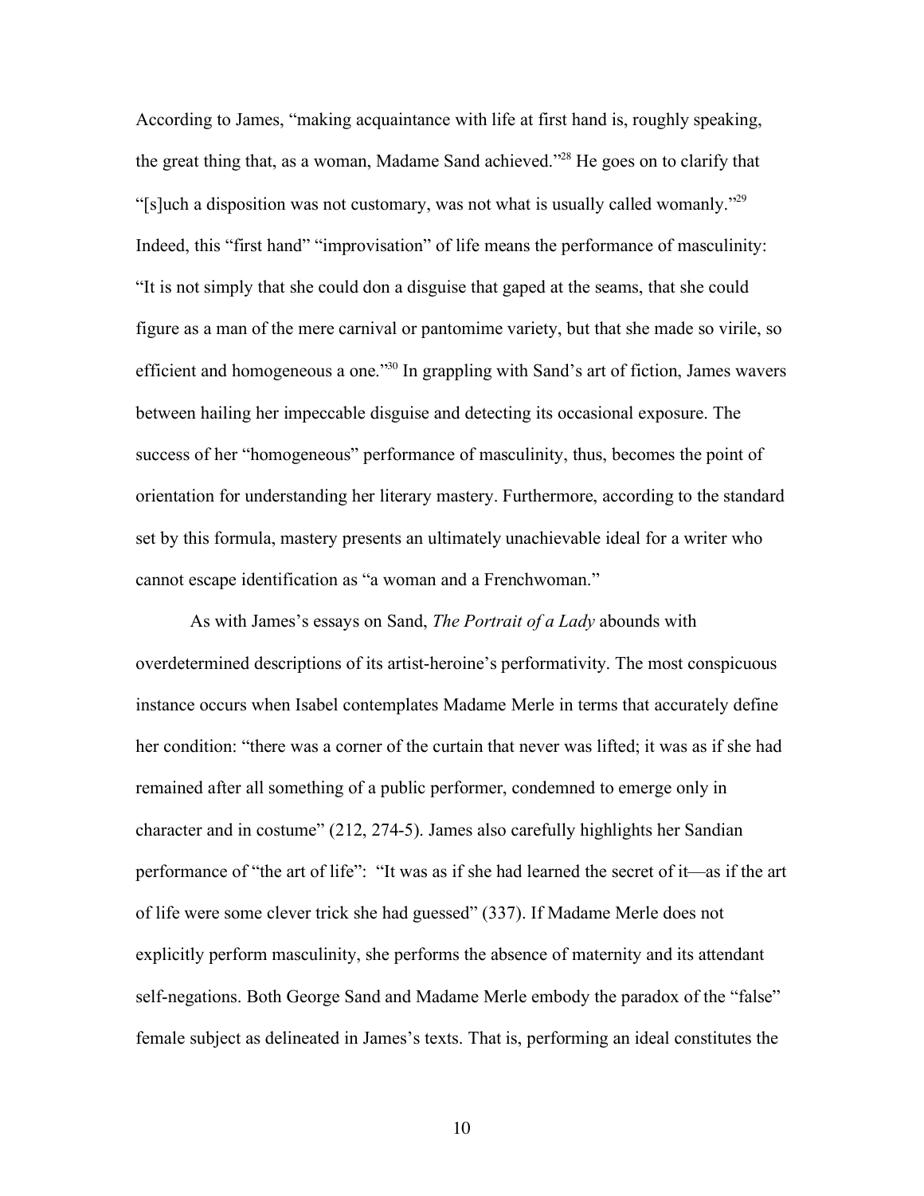According to James, "making acquaintance with life at first hand is, roughly speaking, the great thing that, as a woman, Madame Sand achieved."[28] He goes on to clarify that "[s]uch a disposition was not customary, was not what is usually called womanly."[29] Indeed, this "first hand" "improvisation" of life means the performance of masculinity: "It is not simply that she could don a disguise that gaped at the seams, that she could figure as a man of the mere carnival or pantomime variety, but that she made so virile, so efficient and homogeneous a one."[30] In grappling with Sand's art of fiction, James wavers between hailing her impeccable disguise and detecting its occasional exposure. The success of her "homogeneous" performance of masculinity, thus, becomes the point of orientation for understanding her literary mastery. Furthermore, according to the standard set by this formula, mastery presents an ultimately unachievable ideal for a writer who cannot escape identification as "a woman and a Frenchwoman."

As with James's essays on Sand, *The Portrait of a Lady* abounds with overdetermined descriptions of its artist-heroine's performativity. The most conspicuous instance occurs when Isabel contemplates Madame Merle in terms that accurately define her condition: "there was a corner of the curtain that never was lifted; it was as if she had remained after all something of a public performer, condemned to emerge only in character and in costume" (212, 274-5). James also carefully highlights her Sandian performance of "the art of life": "It was as if she had learned the secret of it—as if the art of life were some clever trick she had guessed" (337). If Madame Merle does not explicitly perform masculinity, she performs the absence of maternity and its attendant self-negations. Both George Sand and Madame Merle embody the paradox of the "false" female subject as delineated in James's texts. That is, performing an ideal constitutes the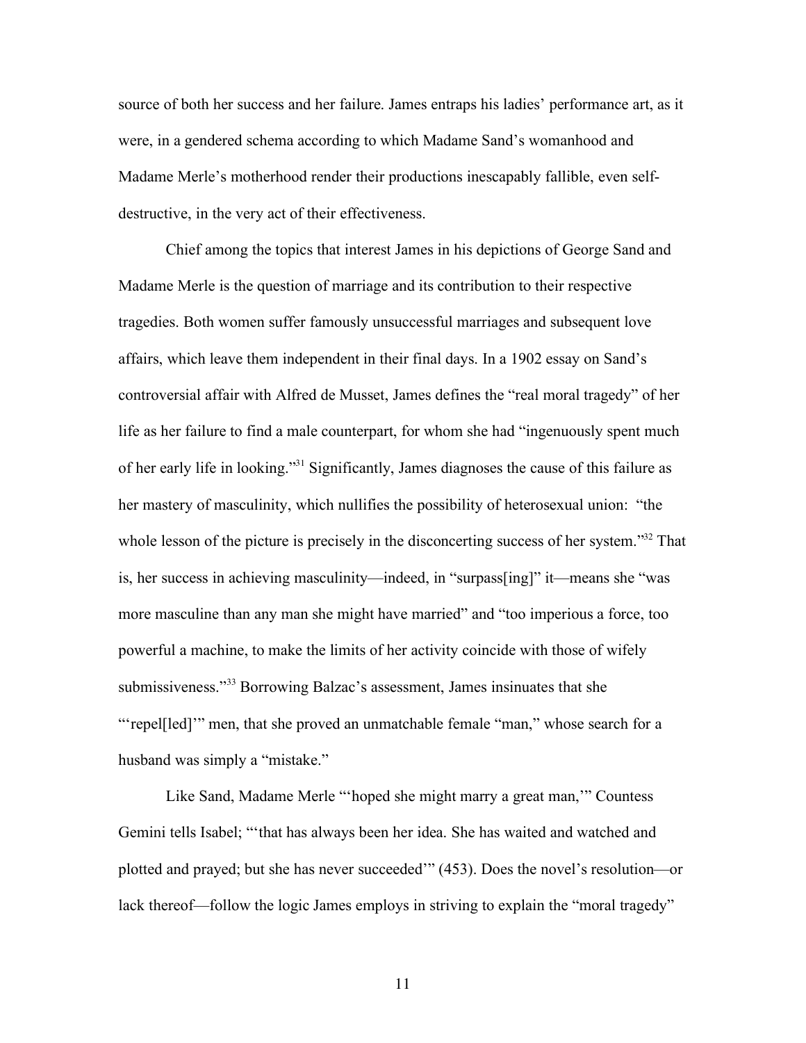source of both her success and her failure. James entraps his ladies' performance art, as it were, in a gendered schema according to which Madame Sand's womanhood and Madame Merle's motherhood render their productions inescapably fallible, even self-destructive, in the very act of their effectiveness.

Chief among the topics that interest James in his depictions of George Sand and Madame Merle is the question of marriage and its contribution to their respective tragedies. Both women suffer famously unsuccessful marriages and subsequent love affairs, which leave them independent in their final days. In a 1902 essay on Sand's controversial affair with Alfred de Musset, James defines the "real moral tragedy" of her life as her failure to find a male counterpart, for whom she had "ingenuously spent much of her early life in looking."[31] Significantly, James diagnoses the cause of this failure as her mastery of masculinity, which nullifies the possibility of heterosexual union: "the whole lesson of the picture is precisely in the disconcerting success of her system."[32] That is, her success in achieving masculinity—indeed, in "surpass[ing]" it—means she "was more masculine than any man she might have married" and "too imperious a force, too powerful a machine, to make the limits of her activity coincide with those of wifely submissiveness."[33] Borrowing Balzac's assessment, James insinuates that she "'repel[led]'" men, that she proved an unmatchable female "man," whose search for a husband was simply a "mistake."

Like Sand, Madame Merle "'hoped she might marry a great man,'" Countess Gemini tells Isabel; "'that has always been her idea. She has waited and watched and plotted and prayed; but she has never succeeded'" (453). Does the novel's resolution—or lack thereof—follow the logic James employs in striving to explain the "moral tragedy"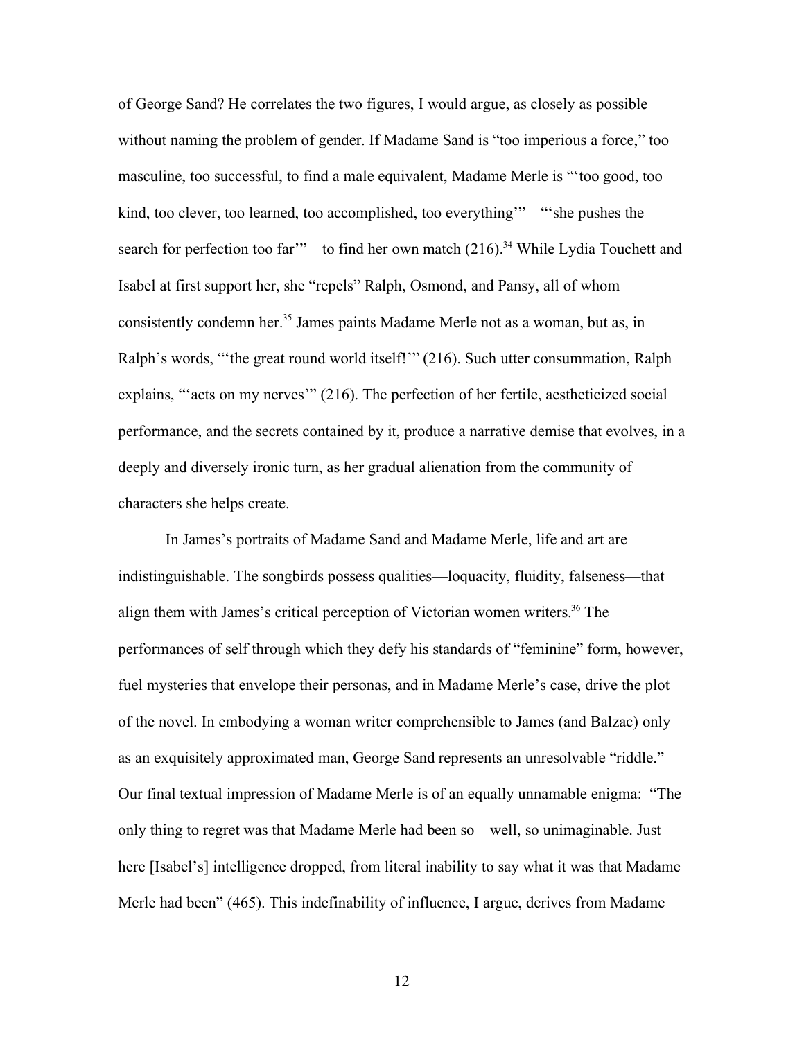of George Sand? He correlates the two figures, I would argue, as closely as possible without naming the problem of gender. If Madame Sand is "too imperious a force," too masculine, too successful, to find a male equivalent, Madame Merle is "'too good, too kind, too clever, too learned, too accomplished, too everything'"—"'she pushes the search for perfection too far'"—to find her own match (216).[34] While Lydia Touchett and Isabel at first support her, she "repels" Ralph, Osmond, and Pansy, all of whom consistently condemn her.[35] James paints Madame Merle not as a woman, but as, in Ralph's words, "'the great round world itself!'" (216). Such utter consummation, Ralph explains, "'acts on my nerves'" (216). The perfection of her fertile, aestheticized social performance, and the secrets contained by it, produce a narrative demise that evolves, in a deeply and diversely ironic turn, as her gradual alienation from the community of characters she helps create.

In James's portraits of Madame Sand and Madame Merle, life and art are indistinguishable. The songbirds possess qualities—loquacity, fluidity, falseness—that align them with James's critical perception of Victorian women writers.[36] The performances of self through which they defy his standards of "feminine" form, however, fuel mysteries that envelope their personas, and in Madame Merle's case, drive the plot of the novel. In embodying a woman writer comprehensible to James (and Balzac) only as an exquisitely approximated man, George Sand represents an unresolvable "riddle." Our final textual impression of Madame Merle is of an equally unnamable enigma: "The only thing to regret was that Madame Merle had been so—well, so unimaginable. Just here [Isabel's] intelligence dropped, from literal inability to say what it was that Madame Merle had been" (465). This indefinability of influence, I argue, derives from Madame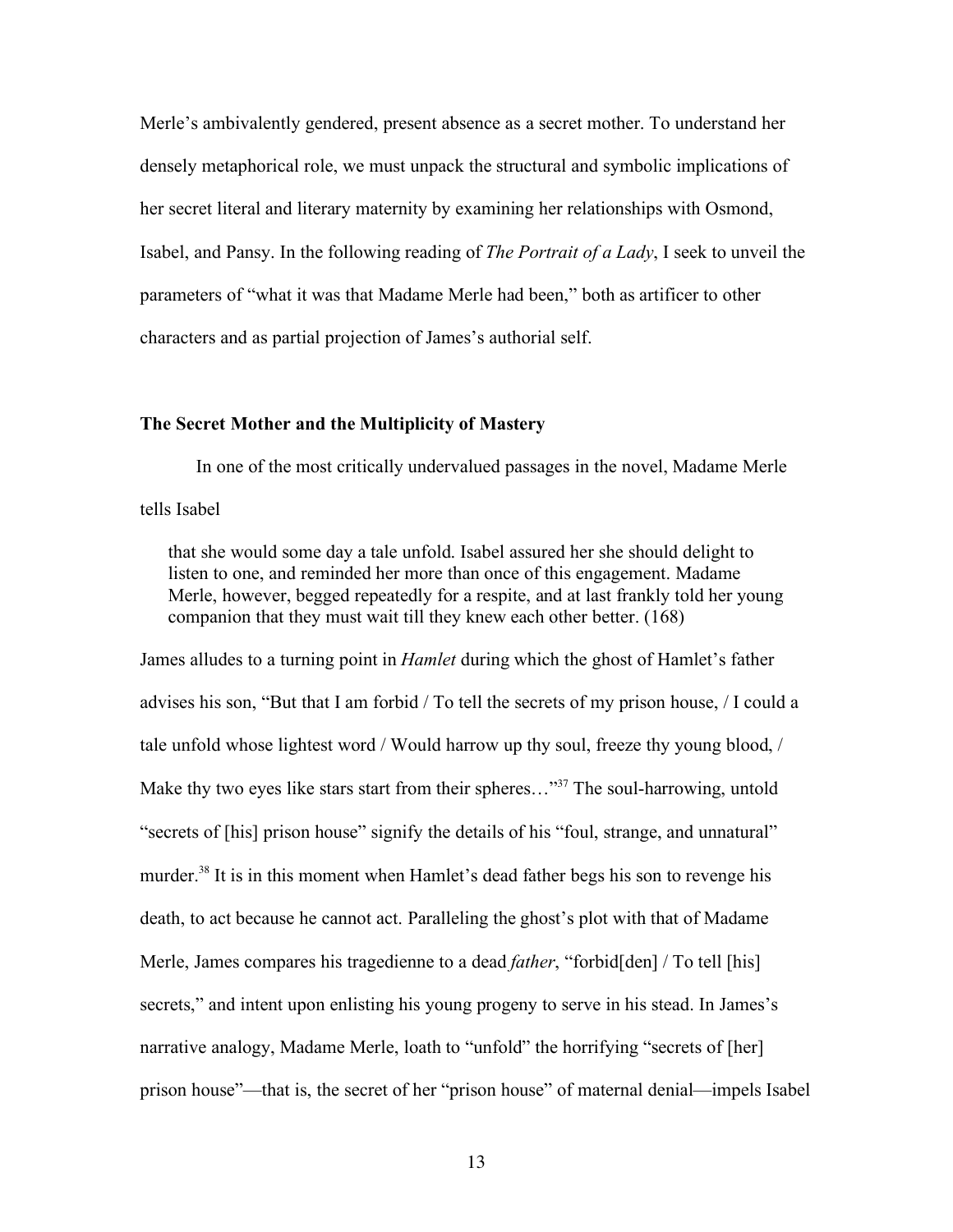Merle's ambivalently gendered, present absence as a secret mother. To understand her densely metaphorical role, we must unpack the structural and symbolic implications of her secret literal and literary maternity by examining her relationships with Osmond, Isabel, and Pansy. In the following reading of *The Portrait of a Lady*, I seek to unveil the parameters of "what it was that Madame Merle had been," both as artificer to other characters and as partial projection of James's authorial self.

### The Secret Mother and the Multiplicity of Mastery

In one of the most critically undervalued passages in the novel, Madame Merle tells Isabel

> that she would some day a tale unfold. Isabel assured her she should delight to listen to one, and reminded her more than once of this engagement. Madame Merle, however, begged repeatedly for a respite, and at last frankly told her young companion that they must wait till they knew each other better. (168)

James alludes to a turning point in *Hamlet* during which the ghost of Hamlet's father advises his son, "But that I am forbid / To tell the secrets of my prison house, / I could a tale unfold whose lightest word / Would harrow up thy soul, freeze thy young blood, / Make thy two eyes like stars start from their spheres…"[37] The soul-harrowing, untold "secrets of [his] prison house" signify the details of his "foul, strange, and unnatural" murder.[38] It is in this moment when Hamlet's dead father begs his son to revenge his death, to act because he cannot act. Paralleling the ghost's plot with that of Madame Merle, James compares his tragedienne to a dead *father*, "forbid[den] / To tell [his] secrets," and intent upon enlisting his young progeny to serve in his stead. In James's narrative analogy, Madame Merle, loath to "unfold" the horrifying "secrets of [her] prison house"—that is, the secret of her "prison house" of maternal denial—impels Isabel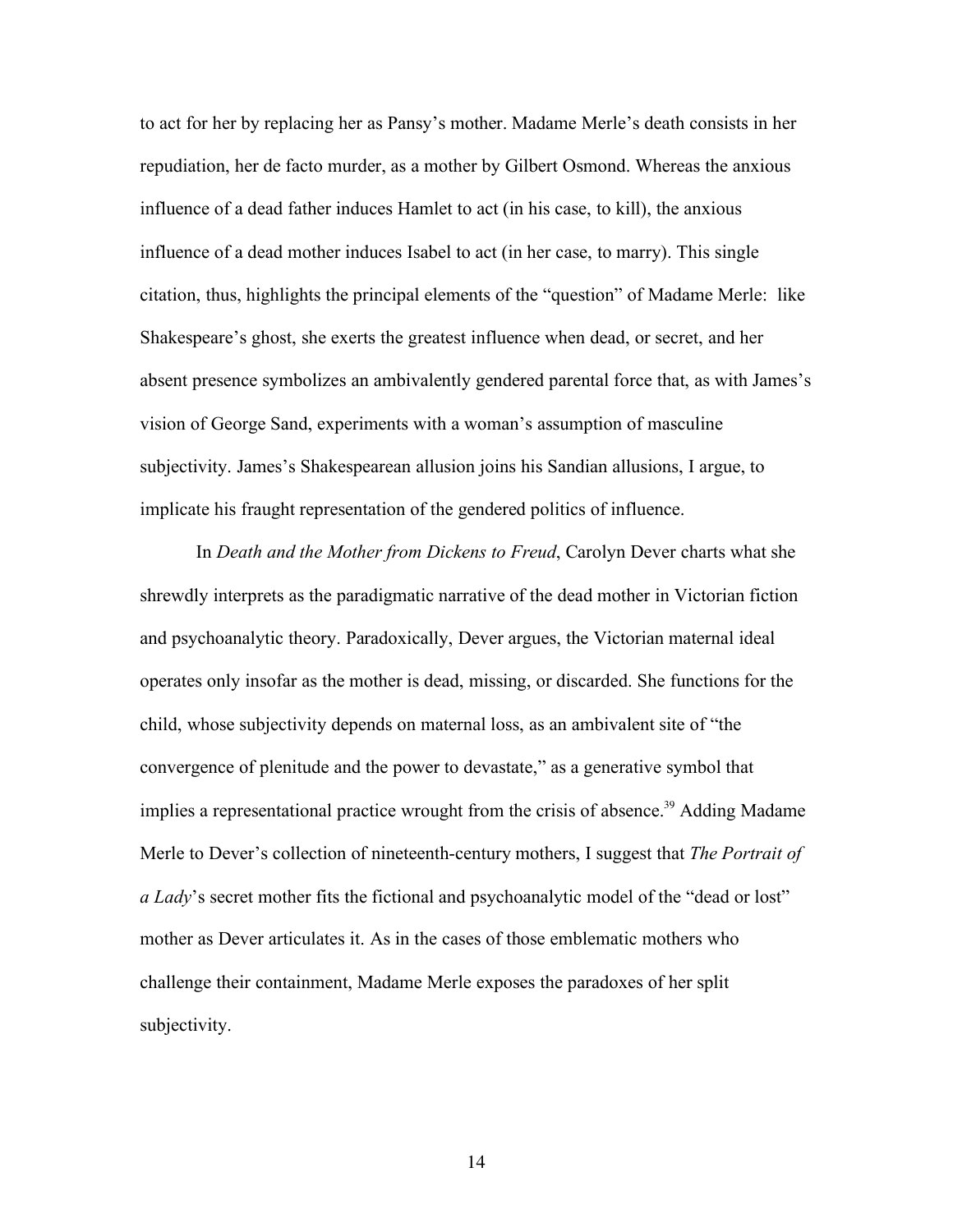to act for her by replacing her as Pansy's mother. Madame Merle's death consists in her repudiation, her de facto murder, as a mother by Gilbert Osmond. Whereas the anxious influence of a dead father induces Hamlet to act (in his case, to kill), the anxious influence of a dead mother induces Isabel to act (in her case, to marry). This single citation, thus, highlights the principal elements of the "question" of Madame Merle: like Shakespeare's ghost, she exerts the greatest influence when dead, or secret, and her absent presence symbolizes an ambivalently gendered parental force that, as with James's vision of George Sand, experiments with a woman's assumption of masculine subjectivity. James's Shakespearean allusion joins his Sandian allusions, I argue, to implicate his fraught representation of the gendered politics of influence.

In *Death and the Mother from Dickens to Freud*, Carolyn Dever charts what she shrewdly interprets as the paradigmatic narrative of the dead mother in Victorian fiction and psychoanalytic theory. Paradoxically, Dever argues, the Victorian maternal ideal operates only insofar as the mother is dead, missing, or discarded. She functions for the child, whose subjectivity depends on maternal loss, as an ambivalent site of "the convergence of plenitude and the power to devastate," as a generative symbol that implies a representational practice wrought from the crisis of absence.[39] Adding Madame Merle to Dever's collection of nineteenth-century mothers, I suggest that *The Portrait of a Lady*'s secret mother fits the fictional and psychoanalytic model of the "dead or lost" mother as Dever articulates it. As in the cases of those emblematic mothers who challenge their containment, Madame Merle exposes the paradoxes of her split subjectivity.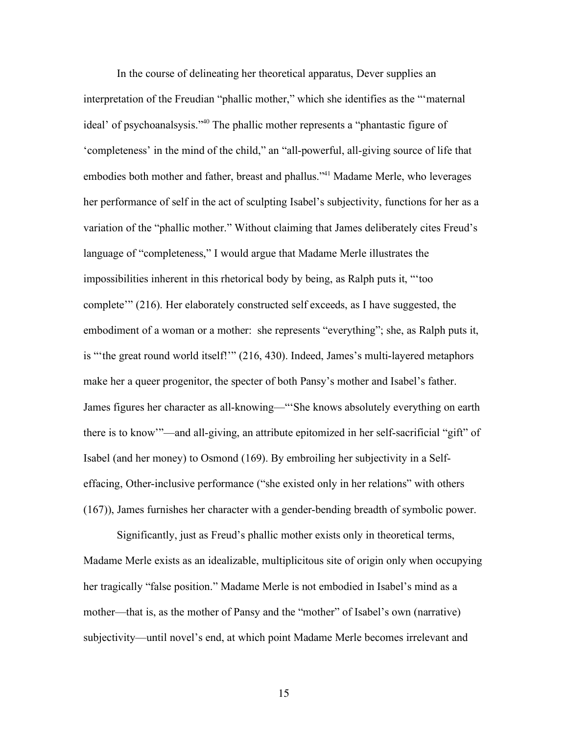In the course of delineating her theoretical apparatus, Dever supplies an interpretation of the Freudian "phallic mother," which she identifies as the "'maternal ideal' of psychoanalsysis."[40] The phallic mother represents a "phantastic figure of 'completeness' in the mind of the child," an "all-powerful, all-giving source of life that embodies both mother and father, breast and phallus."[41] Madame Merle, who leverages her performance of self in the act of sculpting Isabel's subjectivity, functions for her as a variation of the "phallic mother." Without claiming that James deliberately cites Freud's language of "completeness," I would argue that Madame Merle illustrates the impossibilities inherent in this rhetorical body by being, as Ralph puts it, "'too complete'" (216). Her elaborately constructed self exceeds, as I have suggested, the embodiment of a woman or a mother: she represents "everything"; she, as Ralph puts it, is "'the great round world itself!'" (216, 430). Indeed, James's multi-layered metaphors make her a queer progenitor, the specter of both Pansy's mother and Isabel's father. James figures her character as all-knowing—"'She knows absolutely everything on earth there is to know'"—and all-giving, an attribute epitomized in her self-sacrificial "gift" of Isabel (and her money) to Osmond (169). By embroiling her subjectivity in a Self-effacing, Other-inclusive performance ("she existed only in her relations" with others (167)), James furnishes her character with a gender-bending breadth of symbolic power.

Significantly, just as Freud's phallic mother exists only in theoretical terms, Madame Merle exists as an idealizable, multiplicitous site of origin only when occupying her tragically "false position." Madame Merle is not embodied in Isabel's mind as a mother—that is, as the mother of Pansy and the "mother" of Isabel's own (narrative) subjectivity—until novel's end, at which point Madame Merle becomes irrelevant and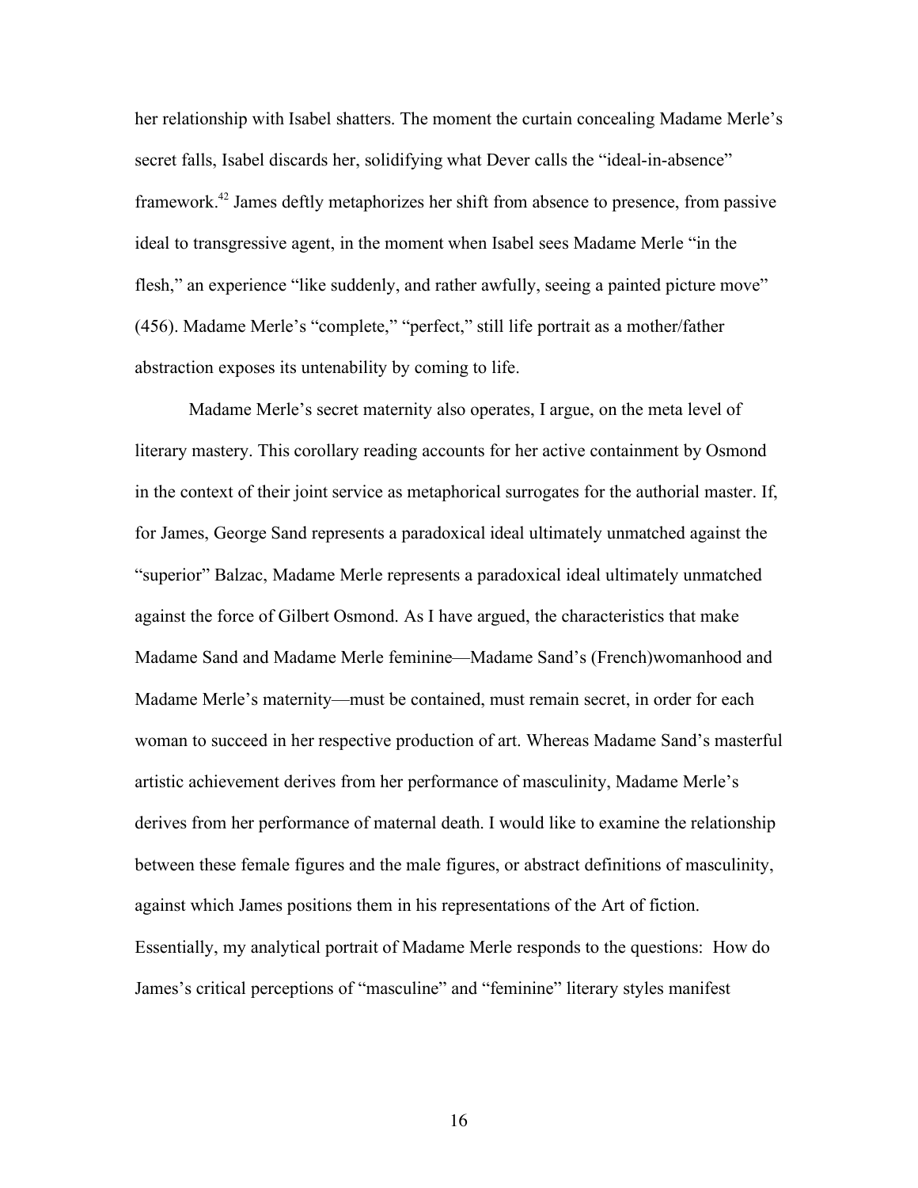her relationship with Isabel shatters. The moment the curtain concealing Madame Merle's secret falls, Isabel discards her, solidifying what Dever calls the "ideal-in-absence" framework.[42] James deftly metaphorizes her shift from absence to presence, from passive ideal to transgressive agent, in the moment when Isabel sees Madame Merle "in the flesh," an experience "like suddenly, and rather awfully, seeing a painted picture move" (456). Madame Merle's "complete," "perfect," still life portrait as a mother/father abstraction exposes its untenability by coming to life.

Madame Merle's secret maternity also operates, I argue, on the meta level of literary mastery. This corollary reading accounts for her active containment by Osmond in the context of their joint service as metaphorical surrogates for the authorial master. If, for James, George Sand represents a paradoxical ideal ultimately unmatched against the "superior" Balzac, Madame Merle represents a paradoxical ideal ultimately unmatched against the force of Gilbert Osmond. As I have argued, the characteristics that make Madame Sand and Madame Merle feminine—Madame Sand's (French)womanhood and Madame Merle's maternity—must be contained, must remain secret, in order for each woman to succeed in her respective production of art. Whereas Madame Sand's masterful artistic achievement derives from her performance of masculinity, Madame Merle's derives from her performance of maternal death. I would like to examine the relationship between these female figures and the male figures, or abstract definitions of masculinity, against which James positions them in his representations of the Art of fiction. Essentially, my analytical portrait of Madame Merle responds to the questions: How do James's critical perceptions of "masculine" and "feminine" literary styles manifest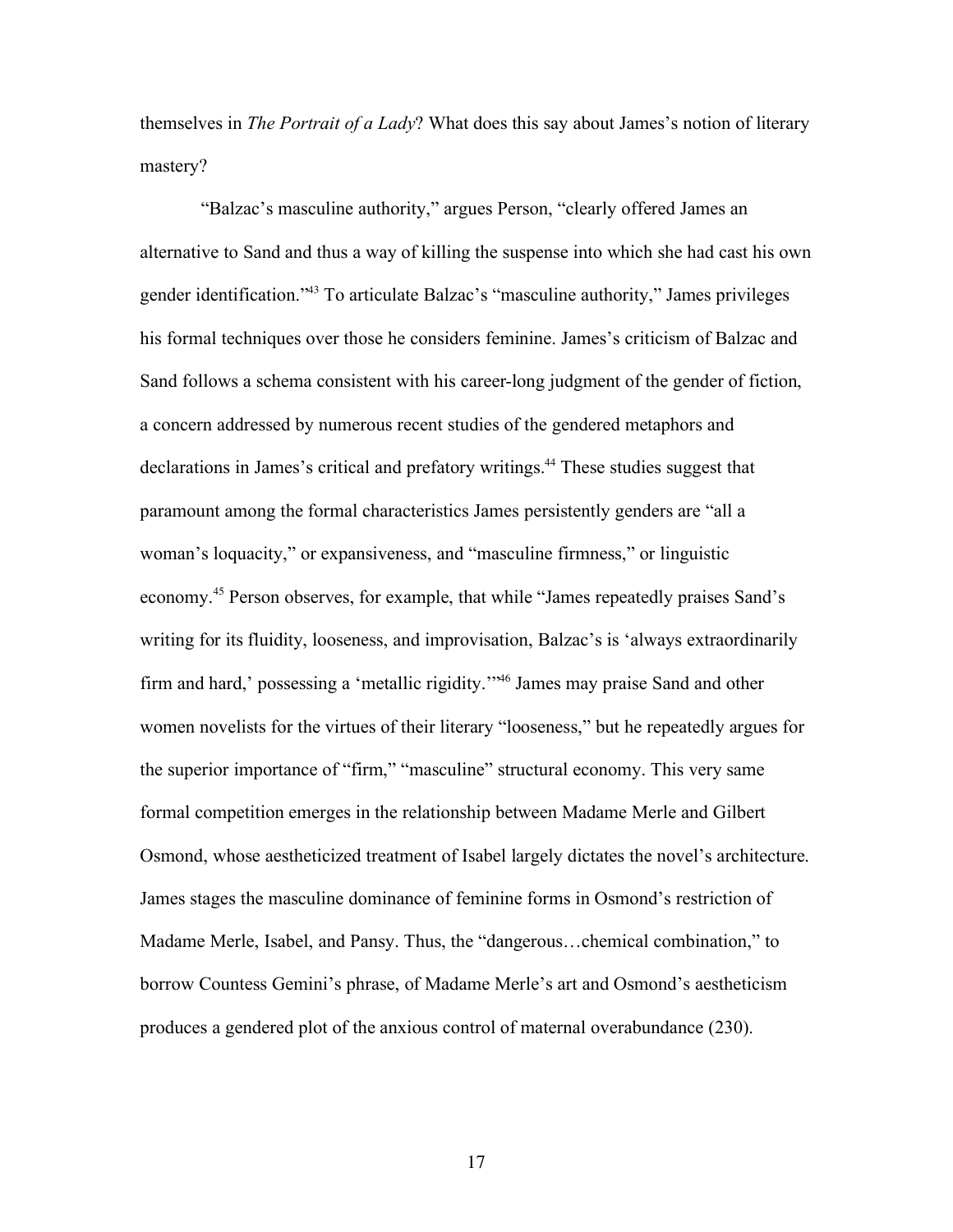themselves in *The Portrait of a Lady*? What does this say about James's notion of literary mastery?

"Balzac's masculine authority," argues Person, "clearly offered James an alternative to Sand and thus a way of killing the suspense into which she had cast his own gender identification."[43] To articulate Balzac's "masculine authority," James privileges his formal techniques over those he considers feminine. James's criticism of Balzac and Sand follows a schema consistent with his career-long judgment of the gender of fiction, a concern addressed by numerous recent studies of the gendered metaphors and declarations in James's critical and prefatory writings.[44] These studies suggest that paramount among the formal characteristics James persistently genders are "all a woman's loquacity," or expansiveness, and "masculine firmness," or linguistic economy.[45] Person observes, for example, that while "James repeatedly praises Sand's writing for its fluidity, looseness, and improvisation, Balzac's is 'always extraordinarily firm and hard,' possessing a 'metallic rigidity.'"[46] James may praise Sand and other women novelists for the virtues of their literary "looseness," but he repeatedly argues for the superior importance of "firm," "masculine" structural economy. This very same formal competition emerges in the relationship between Madame Merle and Gilbert Osmond, whose aestheticized treatment of Isabel largely dictates the novel's architecture. James stages the masculine dominance of feminine forms in Osmond's restriction of Madame Merle, Isabel, and Pansy. Thus, the "dangerous…chemical combination," to borrow Countess Gemini's phrase, of Madame Merle's art and Osmond's aestheticism produces a gendered plot of the anxious control of maternal overabundance (230).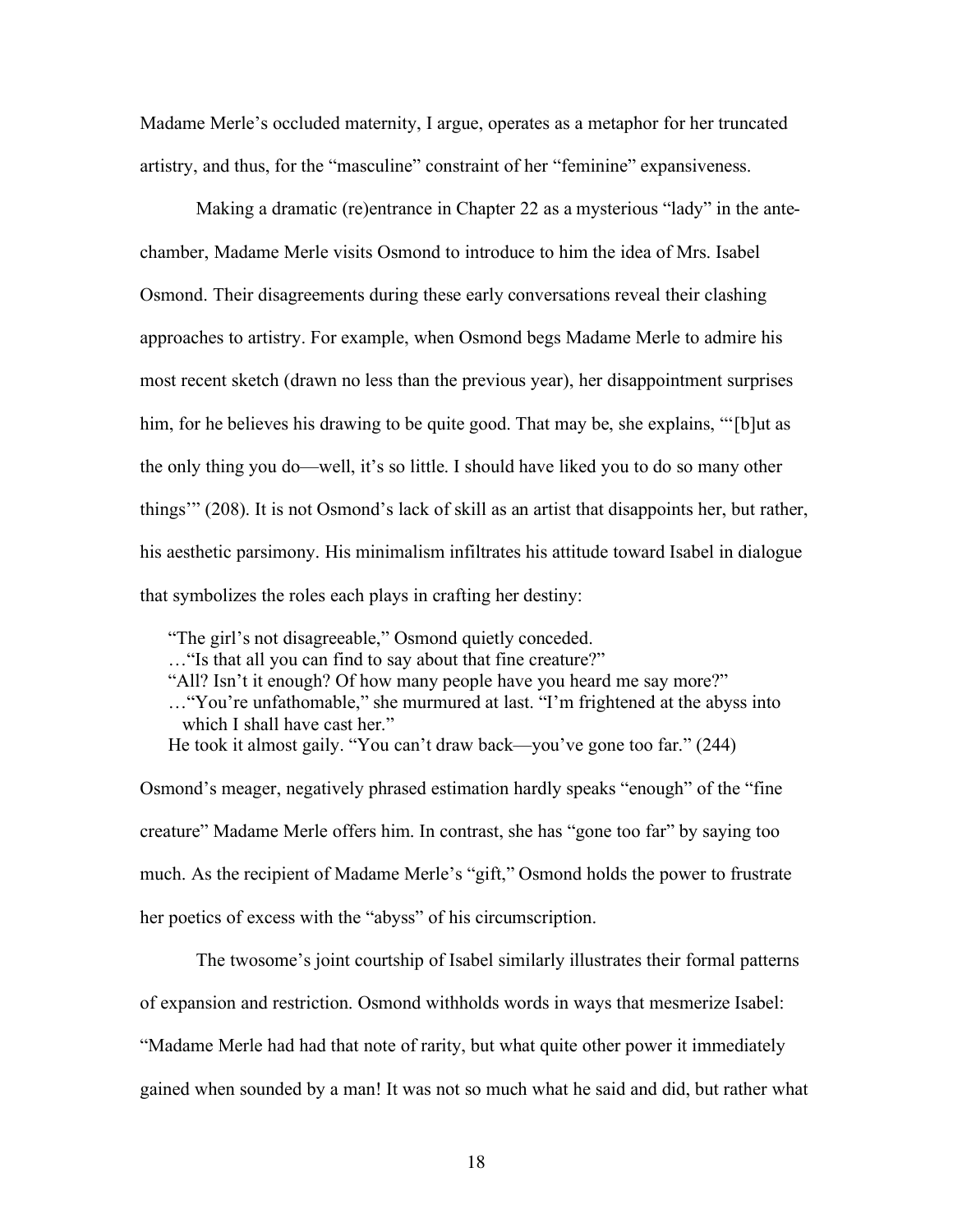Madame Merle's occluded maternity, I argue, operates as a metaphor for her truncated artistry, and thus, for the "masculine" constraint of her "feminine" expansiveness.

Making a dramatic (re)entrance in Chapter 22 as a mysterious "lady" in the ante-chamber, Madame Merle visits Osmond to introduce to him the idea of Mrs. Isabel Osmond. Their disagreements during these early conversations reveal their clashing approaches to artistry. For example, when Osmond begs Madame Merle to admire his most recent sketch (drawn no less than the previous year), her disappointment surprises him, for he believes his drawing to be quite good. That may be, she explains, "'[b]ut as the only thing you do—well, it's so little. I should have liked you to do so many other things'" (208). It is not Osmond's lack of skill as an artist that disappoints her, but rather, his aesthetic parsimony. His minimalism infiltrates his attitude toward Isabel in dialogue that symbolizes the roles each plays in crafting her destiny:

> "The girl's not disagreeable," Osmond quietly conceded.
> …"Is that all you can find to say about that fine creature?"
> "All? Isn't it enough? Of how many people have you heard me say more?"
> …"You're unfathomable," she murmured at last. "I'm frightened at the abyss into which I shall have cast her."
> He took it almost gaily. "You can't draw back—you've gone too far." (244)

Osmond's meager, negatively phrased estimation hardly speaks "enough" of the "fine creature" Madame Merle offers him. In contrast, she has "gone too far" by saying too much. As the recipient of Madame Merle's "gift," Osmond holds the power to frustrate her poetics of excess with the "abyss" of his circumscription.

The twosome's joint courtship of Isabel similarly illustrates their formal patterns of expansion and restriction. Osmond withholds words in ways that mesmerize Isabel: "Madame Merle had had that note of rarity, but what quite other power it immediately gained when sounded by a man! It was not so much what he said and did, but rather what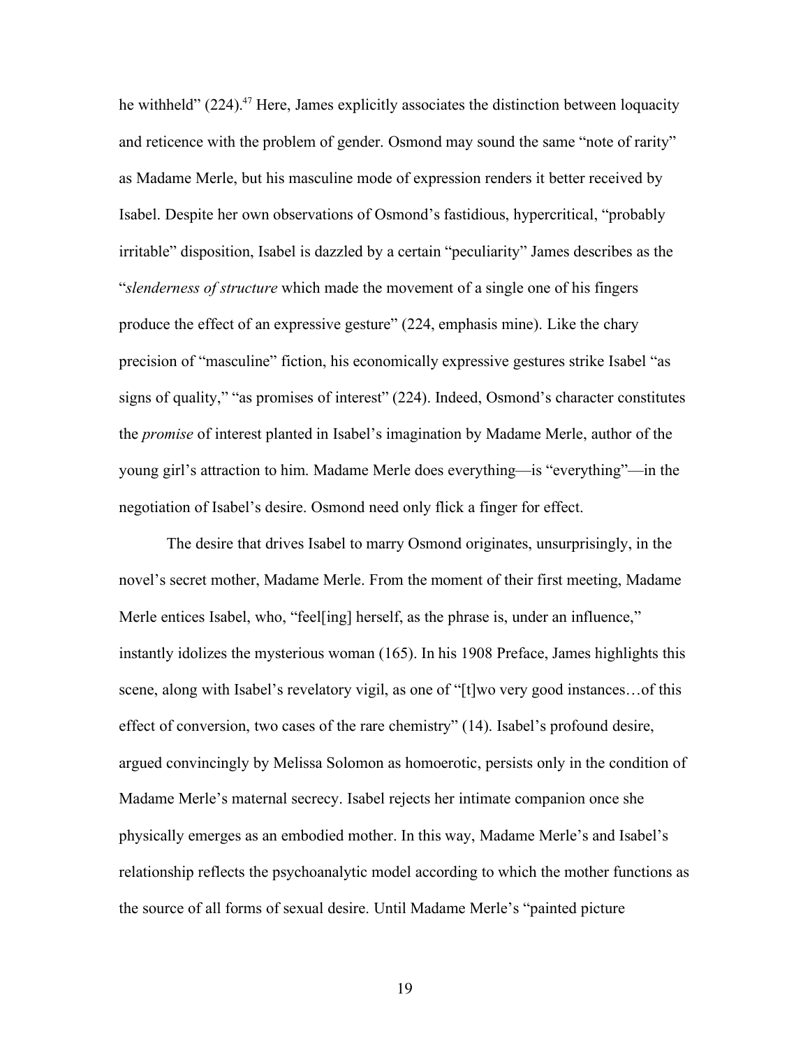he withheld" (224).[47] Here, James explicitly associates the distinction between loquacity and reticence with the problem of gender. Osmond may sound the same "note of rarity" as Madame Merle, but his masculine mode of expression renders it better received by Isabel. Despite her own observations of Osmond's fastidious, hypercritical, "probably irritable" disposition, Isabel is dazzled by a certain "peculiarity" James describes as the "*slenderness of structure* which made the movement of a single one of his fingers produce the effect of an expressive gesture" (224, emphasis mine). Like the chary precision of "masculine" fiction, his economically expressive gestures strike Isabel "as signs of quality," "as promises of interest" (224). Indeed, Osmond's character constitutes the *promise* of interest planted in Isabel's imagination by Madame Merle, author of the young girl's attraction to him. Madame Merle does everything—is "everything"—in the negotiation of Isabel's desire. Osmond need only flick a finger for effect.

The desire that drives Isabel to marry Osmond originates, unsurprisingly, in the novel's secret mother, Madame Merle. From the moment of their first meeting, Madame Merle entices Isabel, who, "feel[ing] herself, as the phrase is, under an influence," instantly idolizes the mysterious woman (165). In his 1908 Preface, James highlights this scene, along with Isabel's revelatory vigil, as one of "[t]wo very good instances…of this effect of conversion, two cases of the rare chemistry" (14). Isabel's profound desire, argued convincingly by Melissa Solomon as homoerotic, persists only in the condition of Madame Merle's maternal secrecy. Isabel rejects her intimate companion once she physically emerges as an embodied mother. In this way, Madame Merle's and Isabel's relationship reflects the psychoanalytic model according to which the mother functions as the source of all forms of sexual desire. Until Madame Merle's "painted picture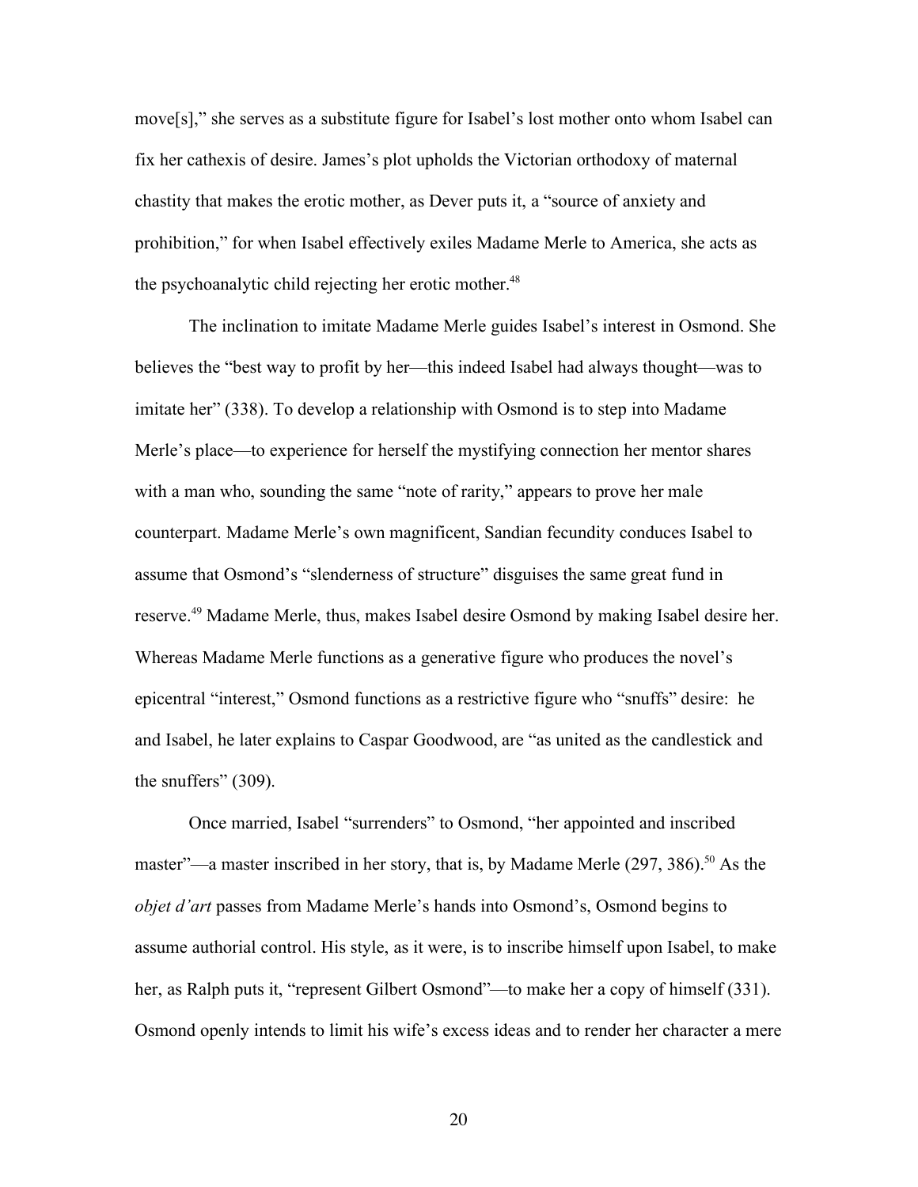move[s]," she serves as a substitute figure for Isabel's lost mother onto whom Isabel can fix her cathexis of desire. James's plot upholds the Victorian orthodoxy of maternal chastity that makes the erotic mother, as Dever puts it, a "source of anxiety and prohibition," for when Isabel effectively exiles Madame Merle to America, she acts as the psychoanalytic child rejecting her erotic mother.[48]

The inclination to imitate Madame Merle guides Isabel's interest in Osmond. She believes the "best way to profit by her—this indeed Isabel had always thought—was to imitate her" (338). To develop a relationship with Osmond is to step into Madame Merle's place—to experience for herself the mystifying connection her mentor shares with a man who, sounding the same "note of rarity," appears to prove her male counterpart. Madame Merle's own magnificent, Sandian fecundity conduces Isabel to assume that Osmond's "slenderness of structure" disguises the same great fund in reserve.[49] Madame Merle, thus, makes Isabel desire Osmond by making Isabel desire her. Whereas Madame Merle functions as a generative figure who produces the novel's epicentral "interest," Osmond functions as a restrictive figure who "snuffs" desire: he and Isabel, he later explains to Caspar Goodwood, are "as united as the candlestick and the snuffers" (309).

Once married, Isabel "surrenders" to Osmond, "her appointed and inscribed master"—a master inscribed in her story, that is, by Madame Merle (297, 386).[50] As the *objet d'art* passes from Madame Merle's hands into Osmond's, Osmond begins to assume authorial control. His style, as it were, is to inscribe himself upon Isabel, to make her, as Ralph puts it, "represent Gilbert Osmond"—to make her a copy of himself (331). Osmond openly intends to limit his wife's excess ideas and to render her character a mere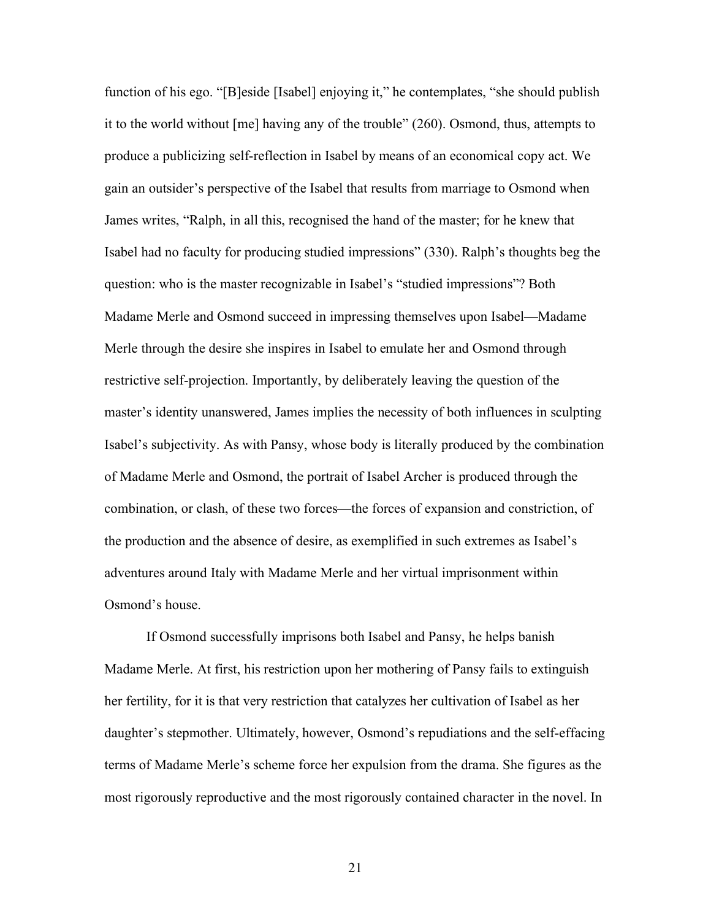function of his ego. "[B]eside [Isabel] enjoying it," he contemplates, "she should publish it to the world without [me] having any of the trouble" (260). Osmond, thus, attempts to produce a publicizing self-reflection in Isabel by means of an economical copy act. We gain an outsider's perspective of the Isabel that results from marriage to Osmond when James writes, "Ralph, in all this, recognised the hand of the master; for he knew that Isabel had no faculty for producing studied impressions" (330). Ralph's thoughts beg the question: who is the master recognizable in Isabel's "studied impressions"? Both Madame Merle and Osmond succeed in impressing themselves upon Isabel—Madame Merle through the desire she inspires in Isabel to emulate her and Osmond through restrictive self-projection. Importantly, by deliberately leaving the question of the master's identity unanswered, James implies the necessity of both influences in sculpting Isabel's subjectivity. As with Pansy, whose body is literally produced by the combination of Madame Merle and Osmond, the portrait of Isabel Archer is produced through the combination, or clash, of these two forces—the forces of expansion and constriction, of the production and the absence of desire, as exemplified in such extremes as Isabel's adventures around Italy with Madame Merle and her virtual imprisonment within Osmond's house.

If Osmond successfully imprisons both Isabel and Pansy, he helps banish Madame Merle. At first, his restriction upon her mothering of Pansy fails to extinguish her fertility, for it is that very restriction that catalyzes her cultivation of Isabel as her daughter's stepmother. Ultimately, however, Osmond's repudiations and the self-effacing terms of Madame Merle's scheme force her expulsion from the drama. She figures as the most rigorously reproductive and the most rigorously contained character in the novel. In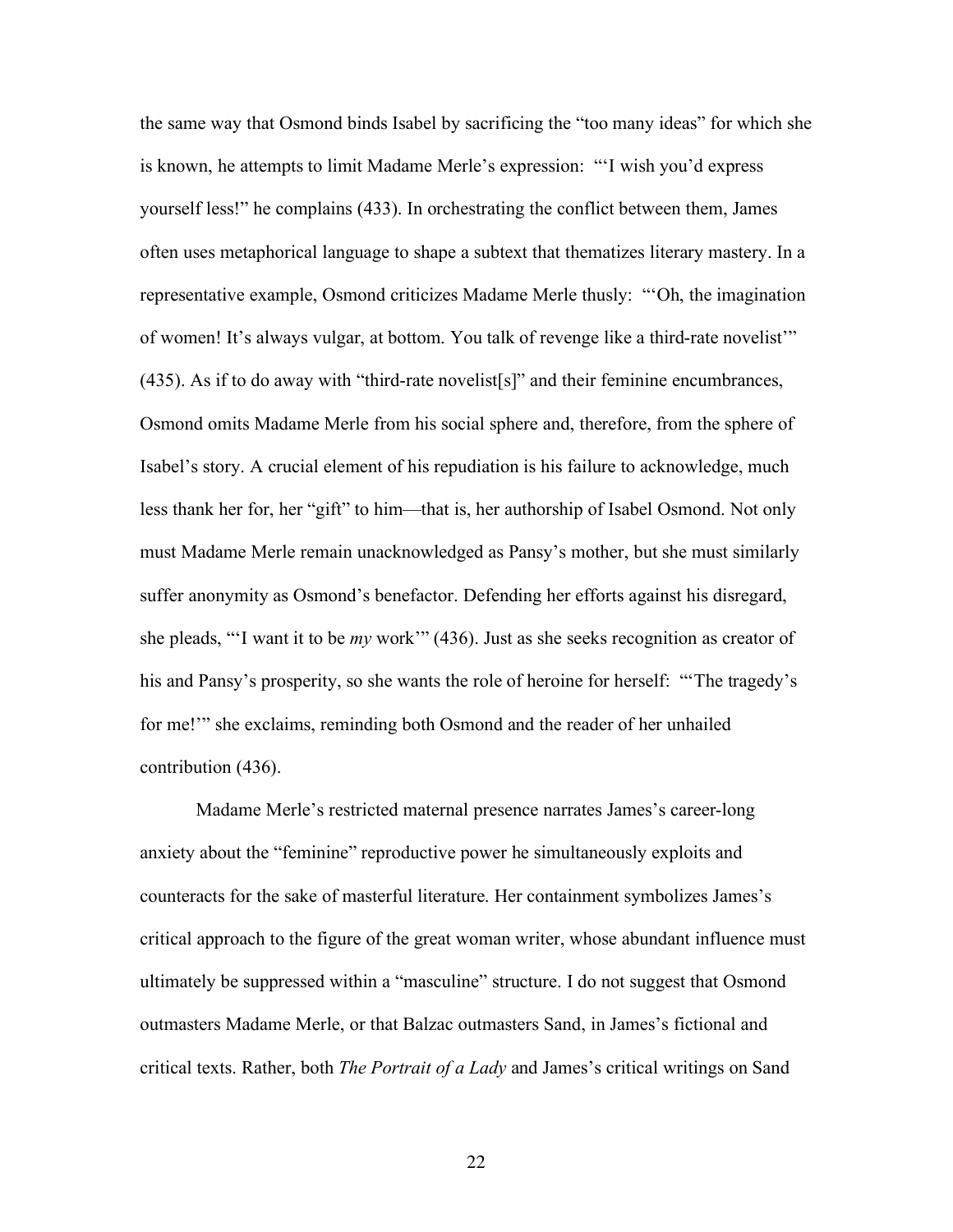the same way that Osmond binds Isabel by sacrificing the "too many ideas" for which she is known, he attempts to limit Madame Merle's expression: "'I wish you'd express yourself less!" he complains (433). In orchestrating the conflict between them, James often uses metaphorical language to shape a subtext that thematizes literary mastery. In a representative example, Osmond criticizes Madame Merle thusly: "'Oh, the imagination of women! It's always vulgar, at bottom. You talk of revenge like a third-rate novelist'" (435). As if to do away with "third-rate novelist[s]" and their feminine encumbrances, Osmond omits Madame Merle from his social sphere and, therefore, from the sphere of Isabel's story. A crucial element of his repudiation is his failure to acknowledge, much less thank her for, her "gift" to him—that is, her authorship of Isabel Osmond. Not only must Madame Merle remain unacknowledged as Pansy's mother, but she must similarly suffer anonymity as Osmond's benefactor. Defending her efforts against his disregard, she pleads, "'I want it to be *my* work'" (436). Just as she seeks recognition as creator of his and Pansy's prosperity, so she wants the role of heroine for herself: "'The tragedy's for me!'" she exclaims, reminding both Osmond and the reader of her unhailed contribution (436).

Madame Merle's restricted maternal presence narrates James's career-long anxiety about the "feminine" reproductive power he simultaneously exploits and counteracts for the sake of masterful literature. Her containment symbolizes James's critical approach to the figure of the great woman writer, whose abundant influence must ultimately be suppressed within a "masculine" structure. I do not suggest that Osmond outmasters Madame Merle, or that Balzac outmasters Sand, in James's fictional and critical texts. Rather, both *The Portrait of a Lady* and James's critical writings on Sand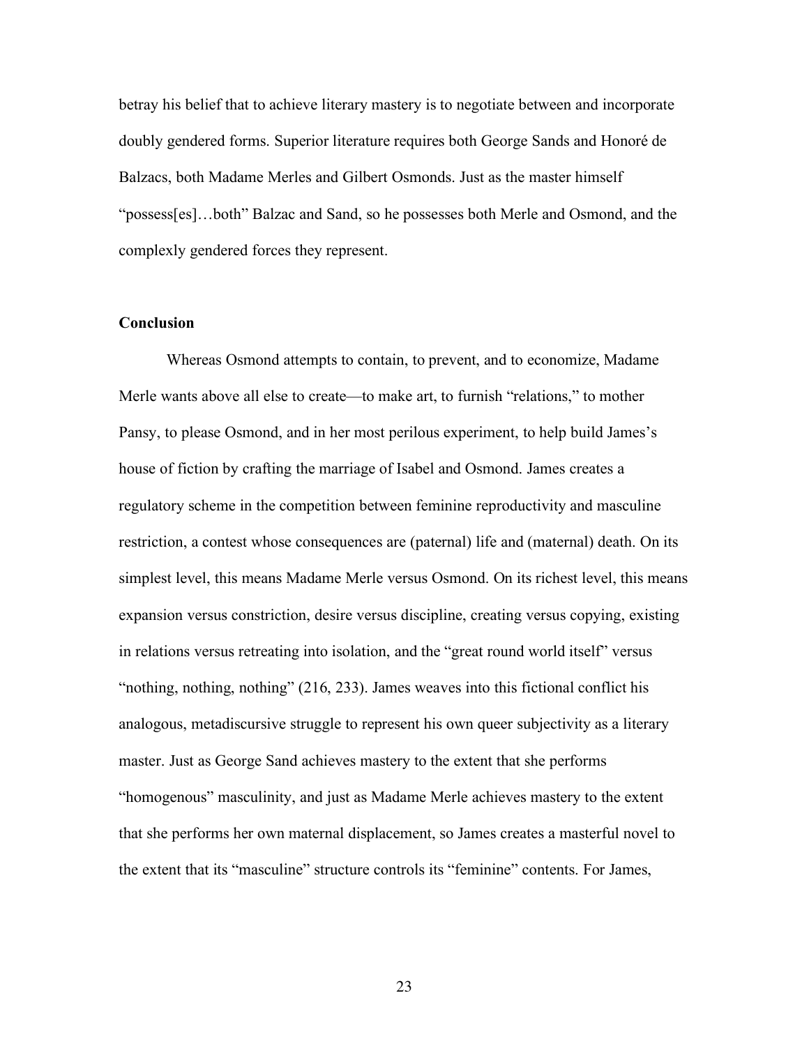betray his belief that to achieve literary mastery is to negotiate between and incorporate doubly gendered forms. Superior literature requires both George Sands and Honoré de Balzacs, both Madame Merles and Gilbert Osmonds. Just as the master himself "possess[es]…both" Balzac and Sand, so he possesses both Merle and Osmond, and the complexly gendered forces they represent.

## Conclusion

Whereas Osmond attempts to contain, to prevent, and to economize, Madame Merle wants above all else to create—to make art, to furnish "relations," to mother Pansy, to please Osmond, and in her most perilous experiment, to help build James's house of fiction by crafting the marriage of Isabel and Osmond. James creates a regulatory scheme in the competition between feminine reproductivity and masculine restriction, a contest whose consequences are (paternal) life and (maternal) death. On its simplest level, this means Madame Merle versus Osmond. On its richest level, this means expansion versus constriction, desire versus discipline, creating versus copying, existing in relations versus retreating into isolation, and the "great round world itself" versus "nothing, nothing, nothing" (216, 233). James weaves into this fictional conflict his analogous, metadiscursive struggle to represent his own queer subjectivity as a literary master. Just as George Sand achieves mastery to the extent that she performs "homogenous" masculinity, and just as Madame Merle achieves mastery to the extent that she performs her own maternal displacement, so James creates a masterful novel to the extent that its "masculine" structure controls its "feminine" contents. For James,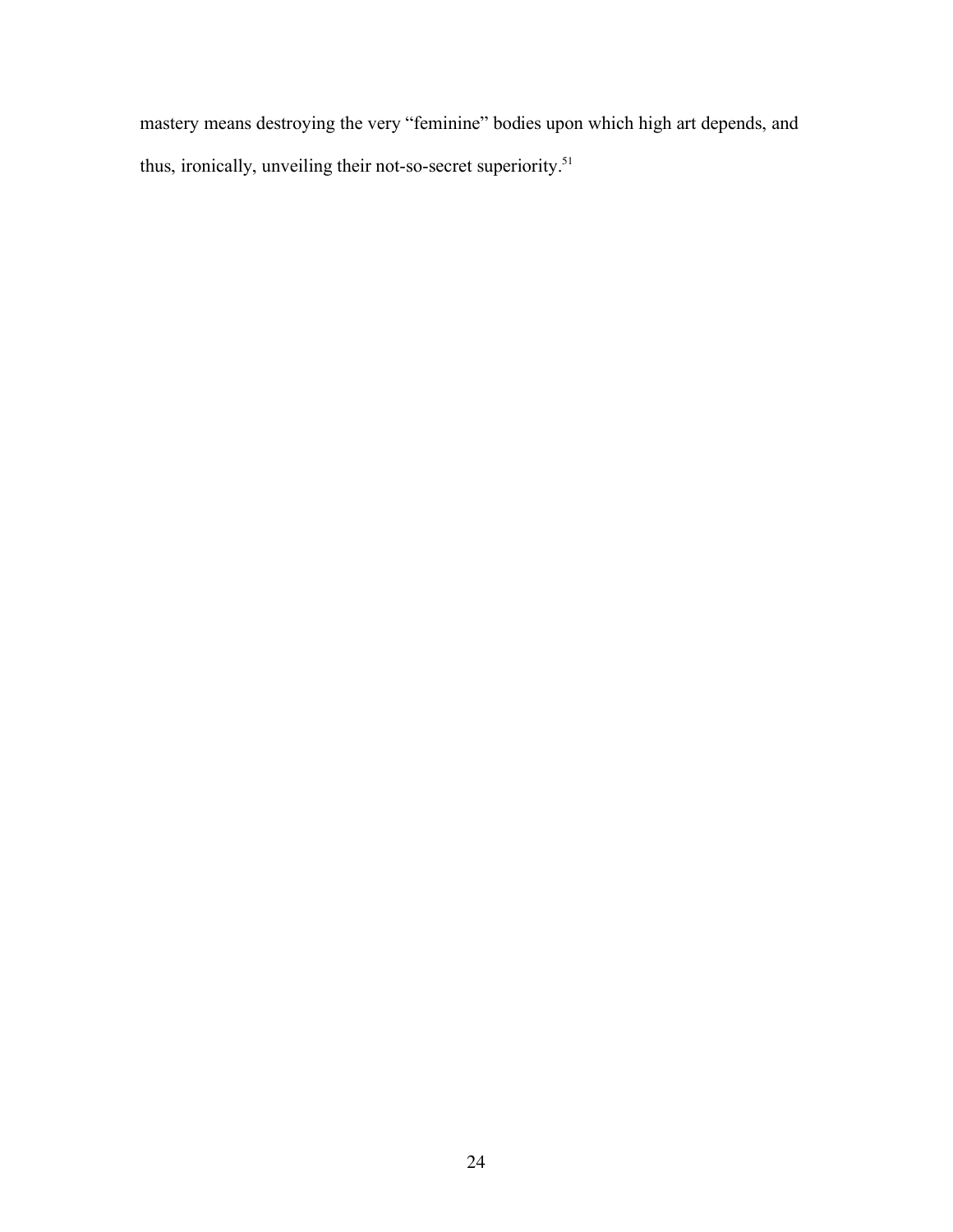mastery means destroying the very "feminine" bodies upon which high art depends, and thus, ironically, unveiling their not-so-secret superiority.[51]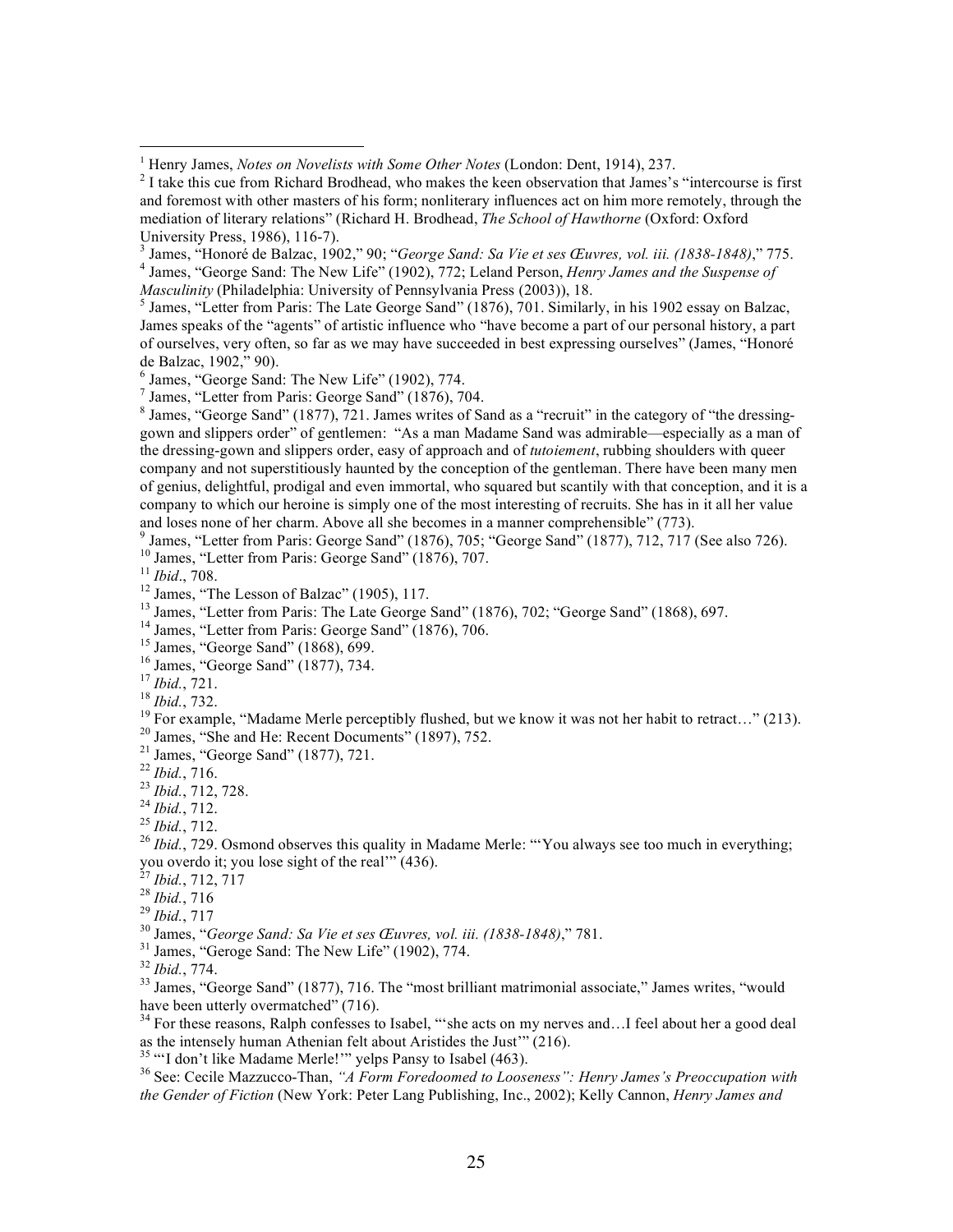[1] Henry James, *Notes on Novelists with Some Other Notes* (London: Dent, 1914), 237.

[2] I take this cue from Richard Brodhead, who makes the keen observation that James's "intercourse is first and foremost with other masters of his form; nonliterary influences act on him more remotely, through the mediation of literary relations" (Richard H. Brodhead, *The School of Hawthorne* (Oxford: Oxford University Press, 1986), 116-7).

[3] James, "Honoré de Balzac, 1902," 90; "*George Sand: Sa Vie et ses Œuvres, vol. iii. (1838-1848)*," 775.

[4] James, "George Sand: The New Life" (1902), 772; Leland Person, *Henry James and the Suspense of Masculinity* (Philadelphia: University of Pennsylvania Press (2003)), 18.

[5] James, "Letter from Paris: The Late George Sand" (1876), 701. Similarly, in his 1902 essay on Balzac, James speaks of the "agents" of artistic influence who "have become a part of our personal history, a part of ourselves, very often, so far as we may have succeeded in best expressing ourselves" (James, "Honoré de Balzac, 1902," 90).

[6] James, "George Sand: The New Life" (1902), 774.

[7] James, "Letter from Paris: George Sand" (1876), 704.

[8] James, "George Sand" (1877), 721. James writes of Sand as a "recruit" in the category of "the dressing-gown and slippers order" of gentlemen: "As a man Madame Sand was admirable—especially as a man of the dressing-gown and slippers order, easy of approach and of *tutoiement*, rubbing shoulders with queer company and not superstitiously haunted by the conception of the gentleman. There have been many men of genius, delightful, prodigal and even immortal, who squared but scantily with that conception, and it is a company to which our heroine is simply one of the most interesting of recruits. She has in it all her value and loses none of her charm. Above all she becomes in a manner comprehensible" (773).

[9] James, "Letter from Paris: George Sand" (1876), 705; "George Sand" (1877), 712, 717 (See also 726).

[10] James, "Letter from Paris: George Sand" (1876), 707.

[11] *Ibid*., 708.

[12] James, "The Lesson of Balzac" (1905), 117.

[13] James, "Letter from Paris: The Late George Sand" (1876), 702; "George Sand" (1868), 697.

[14] James, "Letter from Paris: George Sand" (1876), 706.

[15] James, "George Sand" (1868), 699.

[16] James, "George Sand" (1877), 734.

[17] *Ibid*., 721.

[18] *Ibid*., 732.

[19] For example, "Madame Merle perceptibly flushed, but we know it was not her habit to retract…" (213).

[20] James, "She and He: Recent Documents" (1897), 752.

[21] James, "George Sand" (1877), 721.

[22] *Ibid*., 716.

[23] *Ibid*., 712, 728.

[24] *Ibid*., 712.

[25] *Ibid*., 712.

[26] *Ibid*., 729. Osmond observes this quality in Madame Merle: "'You always see too much in everything; you overdo it; you lose sight of the real'" (436).

[27] *Ibid*., 712, 717

[28] *Ibid*., 716

[29] *Ibid*., 717

[30] James, "*George Sand: Sa Vie et ses Œuvres, vol. iii. (1838-1848)*," 781.

[31] James, "Geroge Sand: The New Life" (1902), 774.

[32] *Ibid*., 774.

[33] James, "George Sand" (1877), 716. The "most brilliant matrimonial associate," James writes, "would have been utterly overmatched" (716).

[34] For these reasons, Ralph confesses to Isabel, "'she acts on my nerves and…I feel about her a good deal as the intensely human Athenian felt about Aristides the Just'" (216).

[35] "'I don't like Madame Merle!'" yelps Pansy to Isabel (463).

[36] See: Cecile Mazzucco-Than, *"A Form Foredoomed to Looseness": Henry James's Preoccupation with the Gender of Fiction* (New York: Peter Lang Publishing, Inc., 2002); Kelly Cannon, *Henry James and*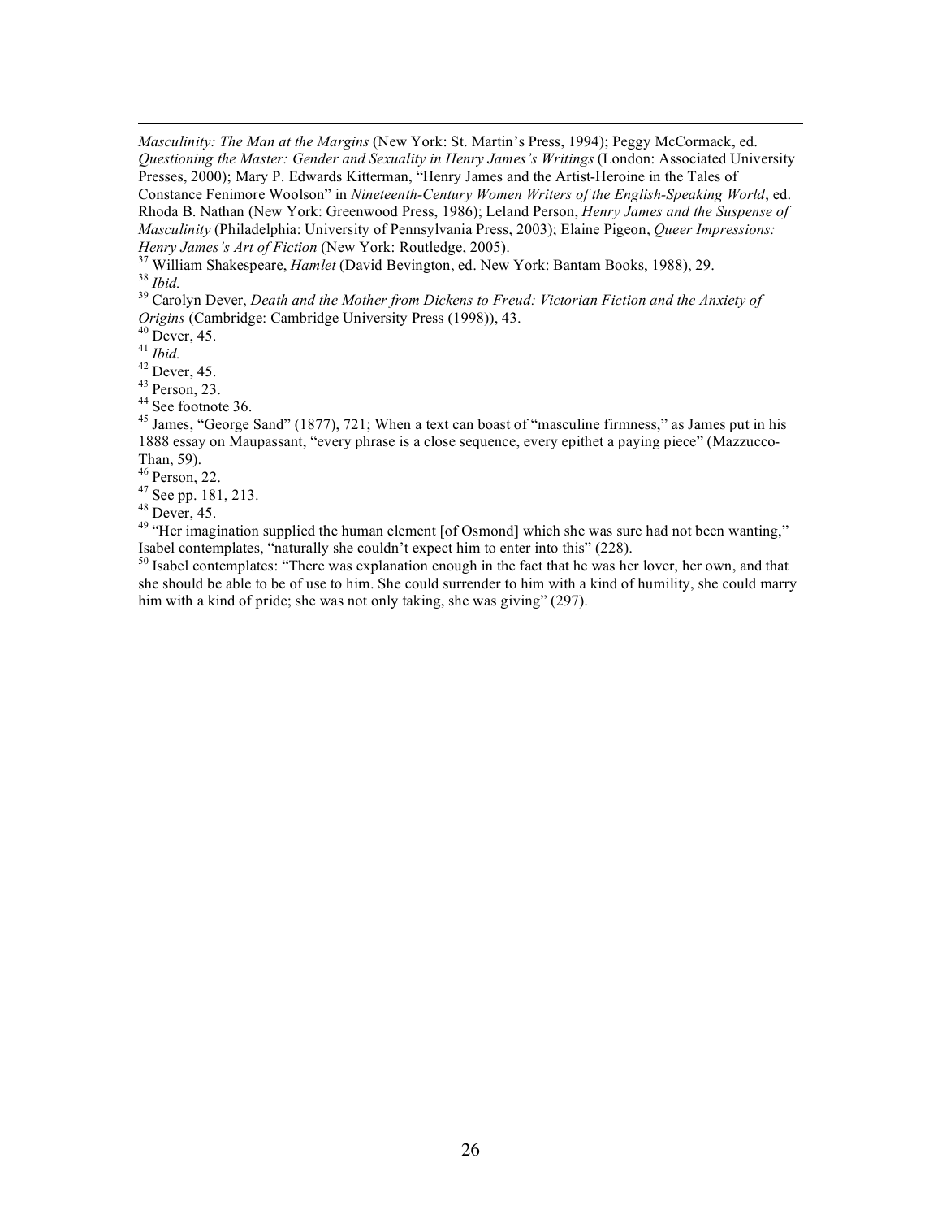*Masculinity: The Man at the Margins* (New York: St. Martin's Press, 1994); Peggy McCormack, ed. *Questioning the Master: Gender and Sexuality in Henry James's Writings* (London: Associated University Presses, 2000); Mary P. Edwards Kitterman, "Henry James and the Artist-Heroine in the Tales of Constance Fenimore Woolson" in *Nineteenth-Century Women Writers of the English-Speaking World*, ed. Rhoda B. Nathan (New York: Greenwood Press, 1986); Leland Person, *Henry James and the Suspense of Masculinity* (Philadelphia: University of Pennsylvania Press, 2003); Elaine Pigeon, *Queer Impressions: Henry James's Art of Fiction* (New York: Routledge, 2005).

[37] William Shakespeare, *Hamlet* (David Bevington, ed. New York: Bantam Books, 1988), 29.

[38] *Ibid.*

[39] Carolyn Dever, *Death and the Mother from Dickens to Freud: Victorian Fiction and the Anxiety of Origins* (Cambridge: Cambridge University Press (1998)), 43.

[40] Dever, 45.

[41] *Ibid.*

[42] Dever, 45.

[43] Person, 23.

[44] See footnote 36.

[45] James, "George Sand" (1877), 721; When a text can boast of "masculine firmness," as James put in his 1888 essay on Maupassant, "every phrase is a close sequence, every epithet a paying piece" (Mazzucco-Than, 59).

[46] Person, 22.

[47] See pp. 181, 213.

[48] Dever, 45.

[49] "Her imagination supplied the human element [of Osmond] which she was sure had not been wanting," Isabel contemplates, "naturally she couldn't expect him to enter into this" (228).

[50] Isabel contemplates: "There was explanation enough in the fact that he was her lover, her own, and that she should be able to be of use to him. She could surrender to him with a kind of humility, she could marry him with a kind of pride; she was not only taking, she was giving" (297).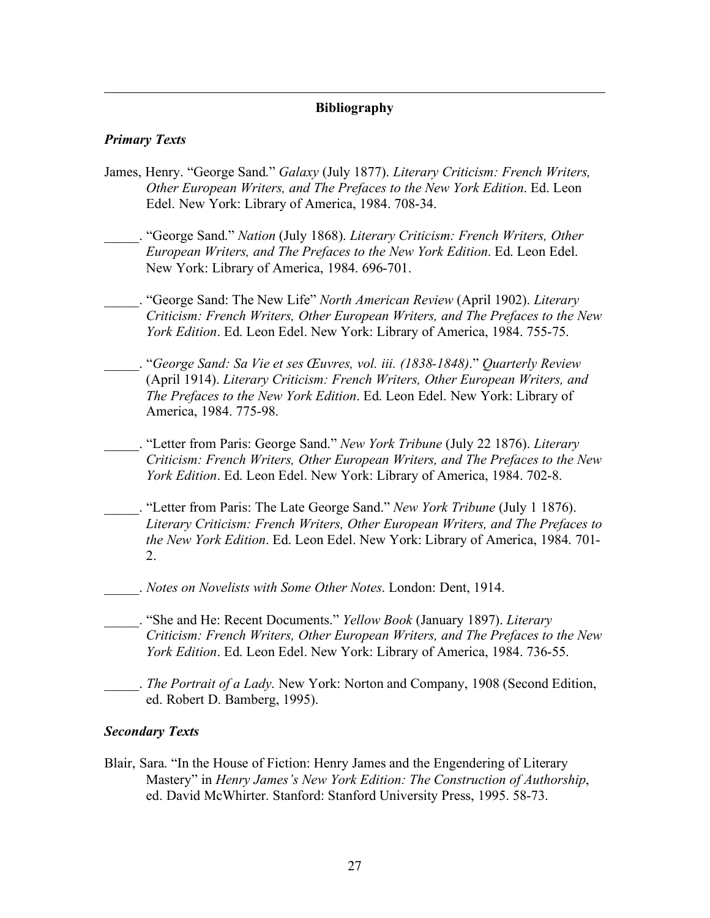## Bibliography

### *Primary Texts*

James, Henry. "George Sand." *Galaxy* (July 1877). *Literary Criticism: French Writers, Other European Writers, and The Prefaces to the New York Edition*. Ed. Leon Edel. New York: Library of America, 1984. 708-34.

_____. "George Sand." *Nation* (July 1868). *Literary Criticism: French Writers, Other European Writers, and The Prefaces to the New York Edition*. Ed. Leon Edel. New York: Library of America, 1984. 696-701.

_____. "George Sand: The New Life" *North American Review* (April 1902). *Literary Criticism: French Writers, Other European Writers, and The Prefaces to the New York Edition*. Ed. Leon Edel. New York: Library of America, 1984. 755-75.

_____. "*George Sand: Sa Vie et ses Œuvres, vol. iii. (1838-1848)*." *Quarterly Review* (April 1914). *Literary Criticism: French Writers, Other European Writers, and The Prefaces to the New York Edition*. Ed. Leon Edel. New York: Library of America, 1984. 775-98.

_____. "Letter from Paris: George Sand." *New York Tribune* (July 22 1876). *Literary Criticism: French Writers, Other European Writers, and The Prefaces to the New York Edition*. Ed. Leon Edel. New York: Library of America, 1984. 702-8.

_____. "Letter from Paris: The Late George Sand." *New York Tribune* (July 1 1876). *Literary Criticism: French Writers, Other European Writers, and The Prefaces to the New York Edition*. Ed. Leon Edel. New York: Library of America, 1984. 701-2.

_____. *Notes on Novelists with Some Other Notes*. London: Dent, 1914.

_____. "She and He: Recent Documents." *Yellow Book* (January 1897). *Literary Criticism: French Writers, Other European Writers, and The Prefaces to the New York Edition*. Ed. Leon Edel. New York: Library of America, 1984. 736-55.

_____. *The Portrait of a Lady*. New York: Norton and Company, 1908 (Second Edition, ed. Robert D. Bamberg, 1995).

### *Secondary Texts*

Blair, Sara. "In the House of Fiction: Henry James and the Engendering of Literary Mastery" in *Henry James's New York Edition: The Construction of Authorship*, ed. David McWhirter. Stanford: Stanford University Press, 1995. 58-73.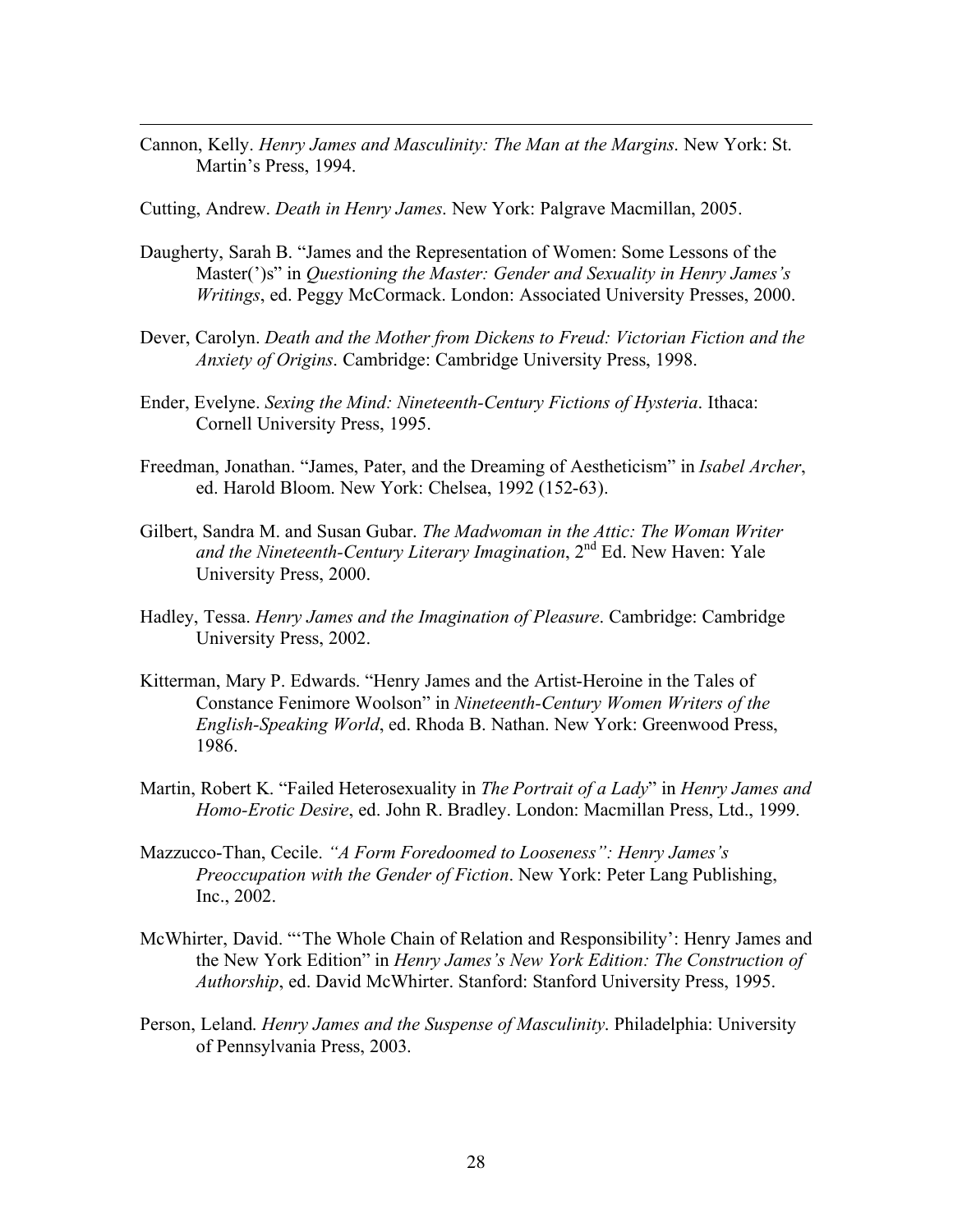Cannon, Kelly. *Henry James and Masculinity: The Man at the Margins*. New York: St. Martin's Press, 1994.

Cutting, Andrew. *Death in Henry James*. New York: Palgrave Macmillan, 2005.

Daugherty, Sarah B. "James and the Representation of Women: Some Lessons of the Master(')s" in *Questioning the Master: Gender and Sexuality in Henry James's Writings*, ed. Peggy McCormack. London: Associated University Presses, 2000.

Dever, Carolyn. *Death and the Mother from Dickens to Freud: Victorian Fiction and the Anxiety of Origins*. Cambridge: Cambridge University Press, 1998.

Ender, Evelyne. *Sexing the Mind: Nineteenth-Century Fictions of Hysteria*. Ithaca: Cornell University Press, 1995.

Freedman, Jonathan. "James, Pater, and the Dreaming of Aestheticism" in *Isabel Archer*, ed. Harold Bloom. New York: Chelsea, 1992 (152-63).

Gilbert, Sandra M. and Susan Gubar. *The Madwoman in the Attic: The Woman Writer and the Nineteenth-Century Literary Imagination*, 2nd Ed. New Haven: Yale University Press, 2000.

Hadley, Tessa. *Henry James and the Imagination of Pleasure*. Cambridge: Cambridge University Press, 2002.

Kitterman, Mary P. Edwards. "Henry James and the Artist-Heroine in the Tales of Constance Fenimore Woolson" in *Nineteenth-Century Women Writers of the English-Speaking World*, ed. Rhoda B. Nathan. New York: Greenwood Press, 1986.

Martin, Robert K. "Failed Heterosexuality in *The Portrait of a Lady*" in *Henry James and Homo-Erotic Desire*, ed. John R. Bradley. London: Macmillan Press, Ltd., 1999.

Mazzucco-Than, Cecile. *"A Form Foredoomed to Looseness": Henry James's Preoccupation with the Gender of Fiction*. New York: Peter Lang Publishing, Inc., 2002.

McWhirter, David. "'The Whole Chain of Relation and Responsibility': Henry James and the New York Edition" in *Henry James's New York Edition: The Construction of Authorship*, ed. David McWhirter. Stanford: Stanford University Press, 1995.

Person, Leland. *Henry James and the Suspense of Masculinity*. Philadelphia: University of Pennsylvania Press, 2003.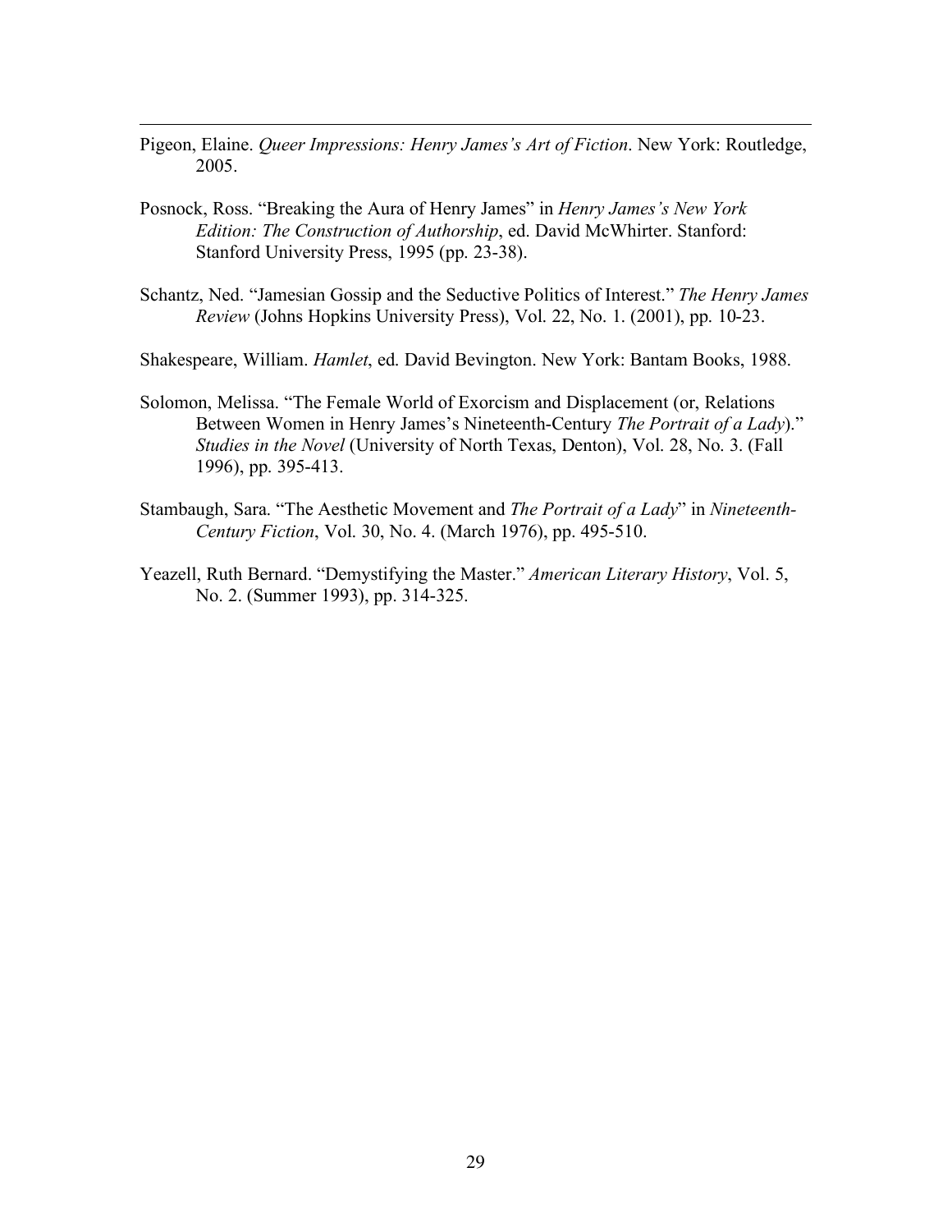Pigeon, Elaine. *Queer Impressions: Henry James's Art of Fiction*. New York: Routledge, 2005.

Posnock, Ross. "Breaking the Aura of Henry James" in *Henry James's New York Edition: The Construction of Authorship*, ed. David McWhirter. Stanford: Stanford University Press, 1995 (pp. 23-38).

Schantz, Ned. "Jamesian Gossip and the Seductive Politics of Interest." *The Henry James Review* (Johns Hopkins University Press), Vol. 22, No. 1. (2001), pp. 10-23.

Shakespeare, William. *Hamlet*, ed. David Bevington. New York: Bantam Books, 1988.

Solomon, Melissa. "The Female World of Exorcism and Displacement (or, Relations Between Women in Henry James's Nineteenth-Century *The Portrait of a Lady*)." *Studies in the Novel* (University of North Texas, Denton), Vol. 28, No. 3. (Fall 1996), pp. 395-413.

Stambaugh, Sara. "The Aesthetic Movement and *The Portrait of a Lady*" in *Nineteenth-Century Fiction*, Vol. 30, No. 4. (March 1976), pp. 495-510.

Yeazell, Ruth Bernard. "Demystifying the Master." *American Literary History*, Vol. 5, No. 2. (Summer 1993), pp. 314-325.